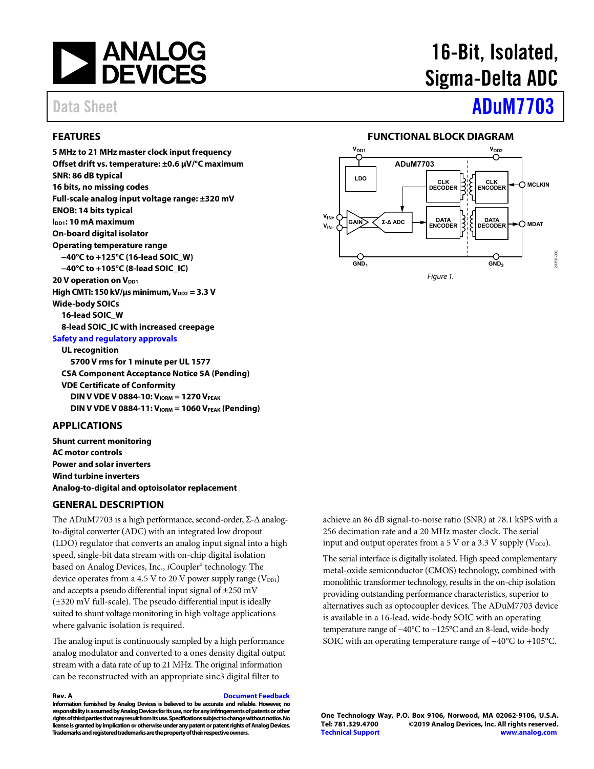# 16-Bit, Isolated, Sigma-Delta ADC

## ADuM7703

Data Sheet

## FEATURES

- 5 MHz to 21 MHz master clock input frequency
- Offset drift vs. temperature: ±0.6 µV/°C maximum
- SNR: 86 dB typical
- 16 bits, no missing codes
- Full-scale analog input voltage range: ±320 mV
- ENOB: 14 bits typical
- $I_{DD1}$: 10 mA maximum
- On-board digital isolator
- Operating temperature range
  - −40°C to +125°C (16-lead SOIC_W)
  - −40°C to +105°C (8-lead SOIC_IC)
- 20 V operation on $V_{DD1}$
- High CMTI: 150 kV/µs minimum, $V_{DD2}$ = 3.3 V
- Wide-body SOICs
  - 16-lead SOIC_W
  - 8-lead SOIC_IC with increased creepage
- Safety and regulatory approvals
  - UL recognition
    - 5700 V rms for 1 minute per UL 1577
  - CSA Component Acceptance Notice 5A (Pending)
  - VDE Certificate of Conformity
    - DIN V VDE V 0884-10: $V_{IORM}$ = 1270 $V_{PEAK}$
    - DIN V VDE V 0884-11: $V_{IORM}$ = 1060 $V_{PEAK}$ (Pending)

## APPLICATIONS

- Shunt current monitoring
- AC motor controls
- Power and solar inverters
- Wind turbine inverters
- Analog-to-digital and optoisolator replacement

## FUNCTIONAL BLOCK DIAGRAM

Figure 1.

## GENERAL DESCRIPTION

The ADuM7703 is a high performance, second-order, Σ-Δ analog-to-digital converter (ADC) with an integrated low dropout (LDO) regulator that converts an analog input signal into a high speed, single-bit data stream with on-chip digital isolation based on Analog Devices, Inc., *i*Coupler® technology. The device operates from a 4.5 V to 20 V power supply range ($V_{DD1}$) and accepts a pseudo differential input signal of ±250 mV (±320 mV full-scale). The pseudo differential input is ideally suited to shunt voltage monitoring in high voltage applications where galvanic isolation is required.

The analog input is continuously sampled by a high performance analog modulator and converted to a ones density digital output stream with a data rate of up to 21 MHz. The original information can be reconstructed with an appropriate sinc3 digital filter to achieve an 86 dB signal-to-noise ratio (SNR) at 78.1 kSPS with a 256 decimation rate and a 20 MHz master clock. The serial input and output operates from a 5 V or a 3.3 V supply ($V_{DD2}$).

The serial interface is digitally isolated. High speed complementary metal-oxide semiconductor (CMOS) technology, combined with monolithic transformer technology, results in the on-chip isolation providing outstanding performance characteristics, superior to alternatives such as optocoupler devices. The ADuM7703 device is available in a 16-lead, wide-body SOIC with an operating temperature range of −40°C to +125°C and an 8-lead, wide-body SOIC with an operating temperature range of −40°C to +105°C.

Rev. A

Information furnished by Analog Devices is believed to be accurate and reliable. However, no responsibility is assumed by Analog Devices for its use, nor for any infringements of patents or other rights of third parties that may result from its use. Specifications subject to change without notice. No license is granted by implication or otherwise under any patent or patent rights of Analog Devices. Trademarks and registered trademarks are the property of their respective owners.

One Technology Way, P.O. Box 9106, Norwood, MA 02062-9106, U.S.A.
Tel: 781.329.4700 ©2019 Analog Devices, Inc. All rights reserved.
Technical Support www.analog.com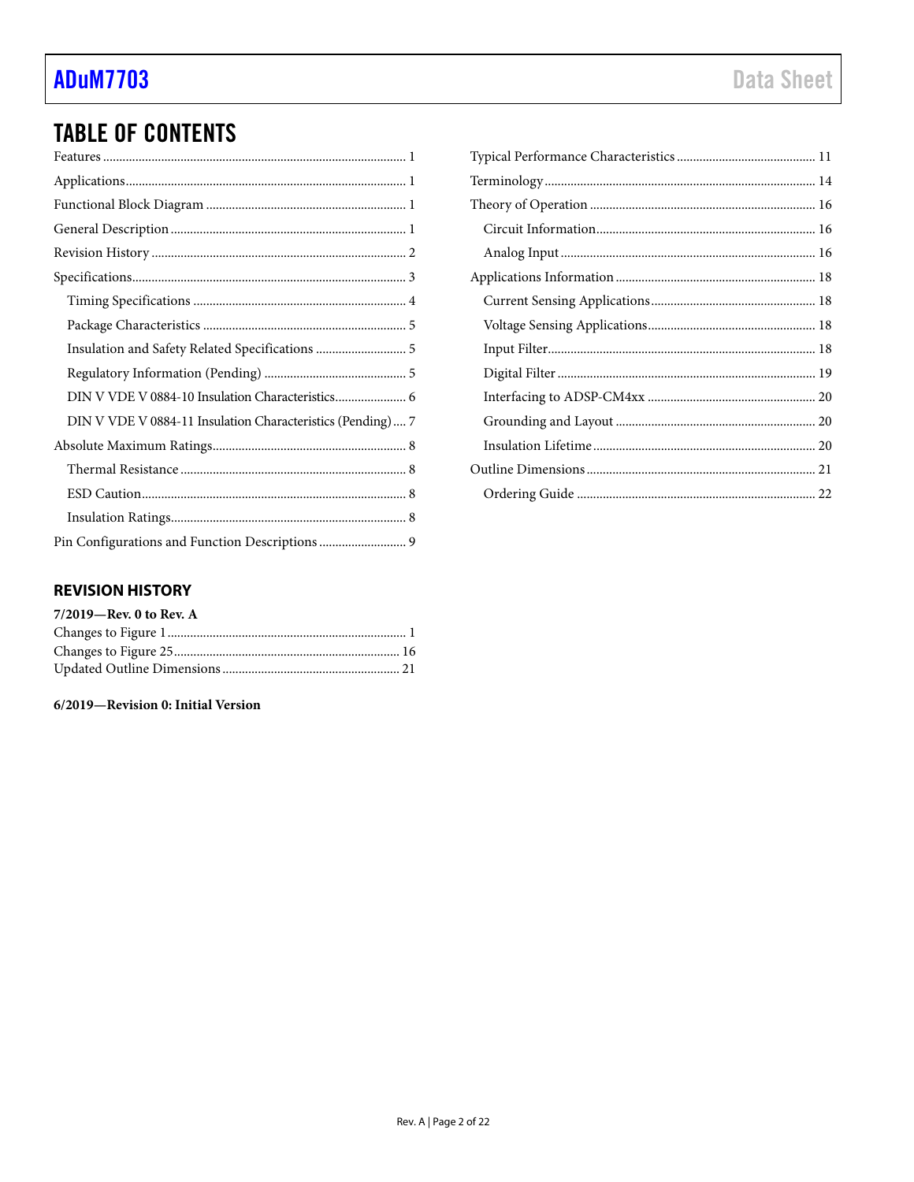## TABLE OF CONTENTS

Features ... 1
Applications ... 1
Functional Block Diagram ... 1
General Description ... 1
Revision History ... 2
Specifications ... 3
- Timing Specifications ... 4
- Package Characteristics ... 5
- Insulation and Safety Related Specifications ... 5
- Regulatory Information (Pending) ... 5
- DIN V VDE V 0884-10 Insulation Characteristics ... 6
- DIN V VDE V 0884-11 Insulation Characteristics (Pending) ... 7

Absolute Maximum Ratings ... 8
- Thermal Resistance ... 8
- ESD Caution ... 8
- Insulation Ratings ... 8

Pin Configurations and Function Descriptions ... 9
Typical Performance Characteristics ... 11
Terminology ... 14
Theory of Operation ... 16
- Circuit Information ... 16
- Analog Input ... 16

Applications Information ... 18
- Current Sensing Applications ... 18
- Voltage Sensing Applications ... 18
- Input Filter ... 18
- Digital Filter ... 19
- Interfacing to ADSP-CM4xx ... 20
- Grounding and Layout ... 20
- Insulation Lifetime ... 20

Outline Dimensions ... 21
- Ordering Guide ... 22

## REVISION HISTORY

**7/2019—Rev. 0 to Rev. A**

Changes to Figure 1 ... 1
Changes to Figure 25 ... 16
Updated Outline Dimensions ... 21

**6/2019—Revision 0: Initial Version**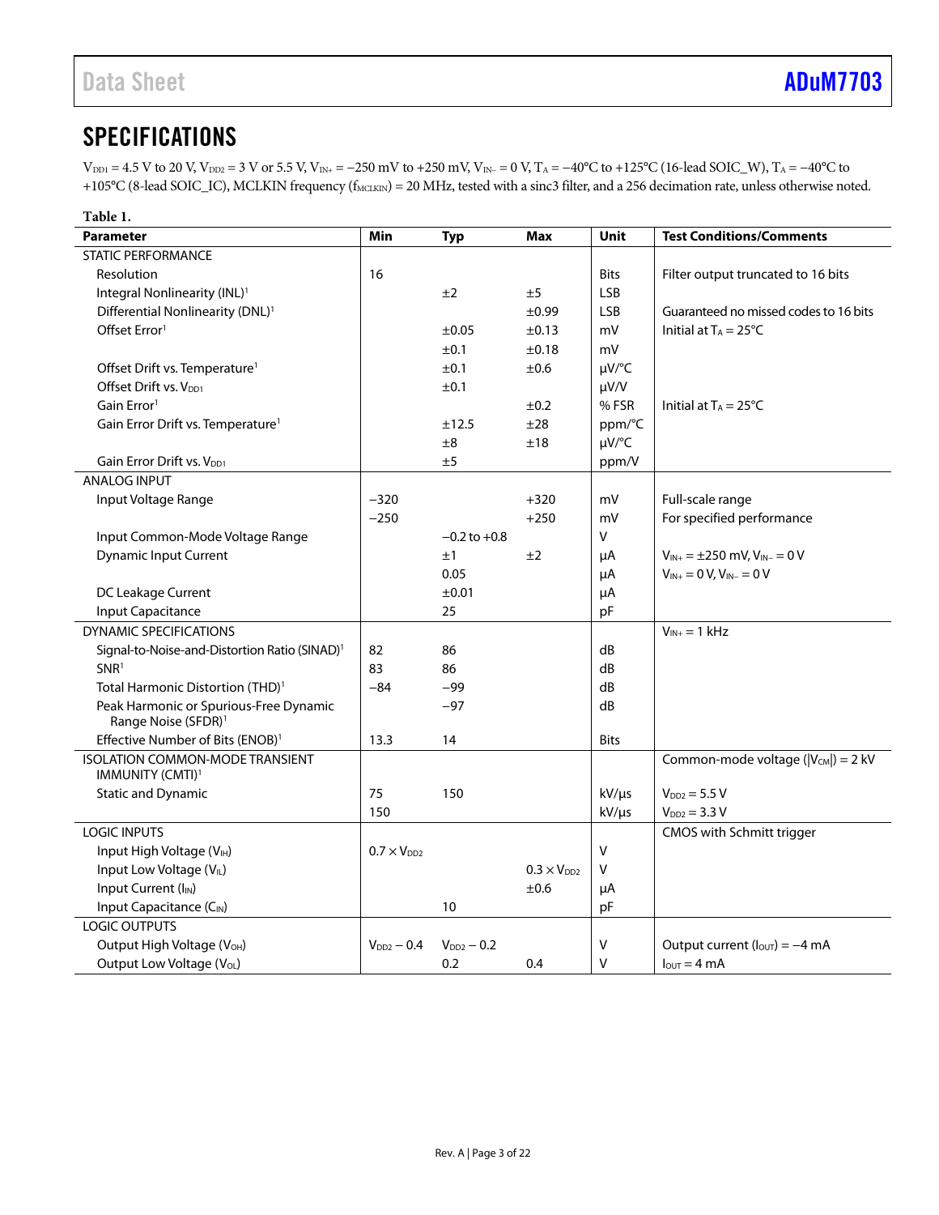# SPECIFICATIONS

$V_{DD1}$ = 4.5 V to 20 V, $V_{DD2}$ = 3 V or 5.5 V, $V_{IN+}$ = −250 mV to +250 mV, $V_{IN-}$ = 0 V, $T_A$ = −40°C to +125°C (16-lead SOIC_W), $T_A$ = −40°C to +105°C (8-lead SOIC_IC), MCLKIN frequency ($f_{MCLKIN}$) = 20 MHz, tested with a sinc3 filter, and a 256 decimation rate, unless otherwise noted.

**Table 1.**

| Parameter | Min | Typ | Max | Unit | Test Conditions/Comments |
|---|---|---|---|---|---|
| STATIC PERFORMANCE | | | | | |
| Resolution | 16 | | | Bits | Filter output truncated to 16 bits |
| Integral Nonlinearity (INL)[1] | | ±2 | ±5 | LSB | |
| Differential Nonlinearity (DNL)[1] | | | ±0.99 | LSB | Guaranteed no missed codes to 16 bits |
| Offset Error[1] | | ±0.05 | ±0.13 | mV | Initial at $T_A$ = 25°C |
| | | ±0.1 | ±0.18 | mV | |
| Offset Drift vs. Temperature[1] | | ±0.1 | ±0.6 | μV/°C | |
| Offset Drift vs. $V_{DD1}$ | | ±0.1 | | μV/V | |
| Gain Error[1] | | | ±0.2 | % FSR | Initial at $T_A$ = 25°C |
| Gain Error Drift vs. Temperature[1] | | ±12.5 | ±28 | ppm/°C | |
| | | ±8 | ±18 | μV/°C | |
| Gain Error Drift vs. $V_{DD1}$ | | ±5 | | ppm/V | |
| ANALOG INPUT | | | | | |
| Input Voltage Range | −320 | | +320 | mV | Full-scale range |
| | −250 | | +250 | mV | For specified performance |
| Input Common-Mode Voltage Range | | −0.2 to +0.8 | | V | |
| Dynamic Input Current | | ±1 | ±2 | μA | $V_{IN+}$ = ±250 mV, $V_{IN-}$ = 0 V |
| | | 0.05 | | μA | $V_{IN+}$ = 0 V, $V_{IN-}$ = 0 V |
| DC Leakage Current | | ±0.01 | | μA | |
| Input Capacitance | | 25 | | pF | |
| DYNAMIC SPECIFICATIONS | | | | | $V_{IN+}$ = 1 kHz |
| Signal-to-Noise-and-Distortion Ratio (SINAD)[1] | 82 | 86 | | dB | |
| SNR[1] | 83 | 86 | | dB | |
| Total Harmonic Distortion (THD)[1] | −84 | −99 | | dB | |
| Peak Harmonic or Spurious-Free Dynamic Range Noise (SFDR)[1] | | −97 | | dB | |
| Effective Number of Bits (ENOB)[1] | 13.3 | 14 | | Bits | |
| ISOLATION COMMON-MODE TRANSIENT IMMUNITY (CMTI)[1] | | | | | Common-mode voltage ($\|V_{CM}\|$) = 2 kV |
| Static and Dynamic | 75 | 150 | | kV/μs | $V_{DD2}$ = 5.5 V |
| | 150 | | | kV/μs | $V_{DD2}$ = 3.3 V |
| LOGIC INPUTS | | | | | CMOS with Schmitt trigger |
| Input High Voltage ($V_{IH}$) | 0.7 × $V_{DD2}$ | | | V | |
| Input Low Voltage ($V_{IL}$) | | | 0.3 × $V_{DD2}$ | V | |
| Input Current ($I_{IN}$) | | | ±0.6 | μA | |
| Input Capacitance ($C_{IN}$) | | 10 | | pF | |
| LOGIC OUTPUTS | | | | | |
| Output High Voltage ($V_{OH}$) | $V_{DD2}$ − 0.4 | $V_{DD2}$ − 0.2 | | V | Output current ($I_{OUT}$) = −4 mA |
| Output Low Voltage ($V_{OL}$) | | 0.2 | 0.4 | V | $I_{OUT}$ = 4 mA |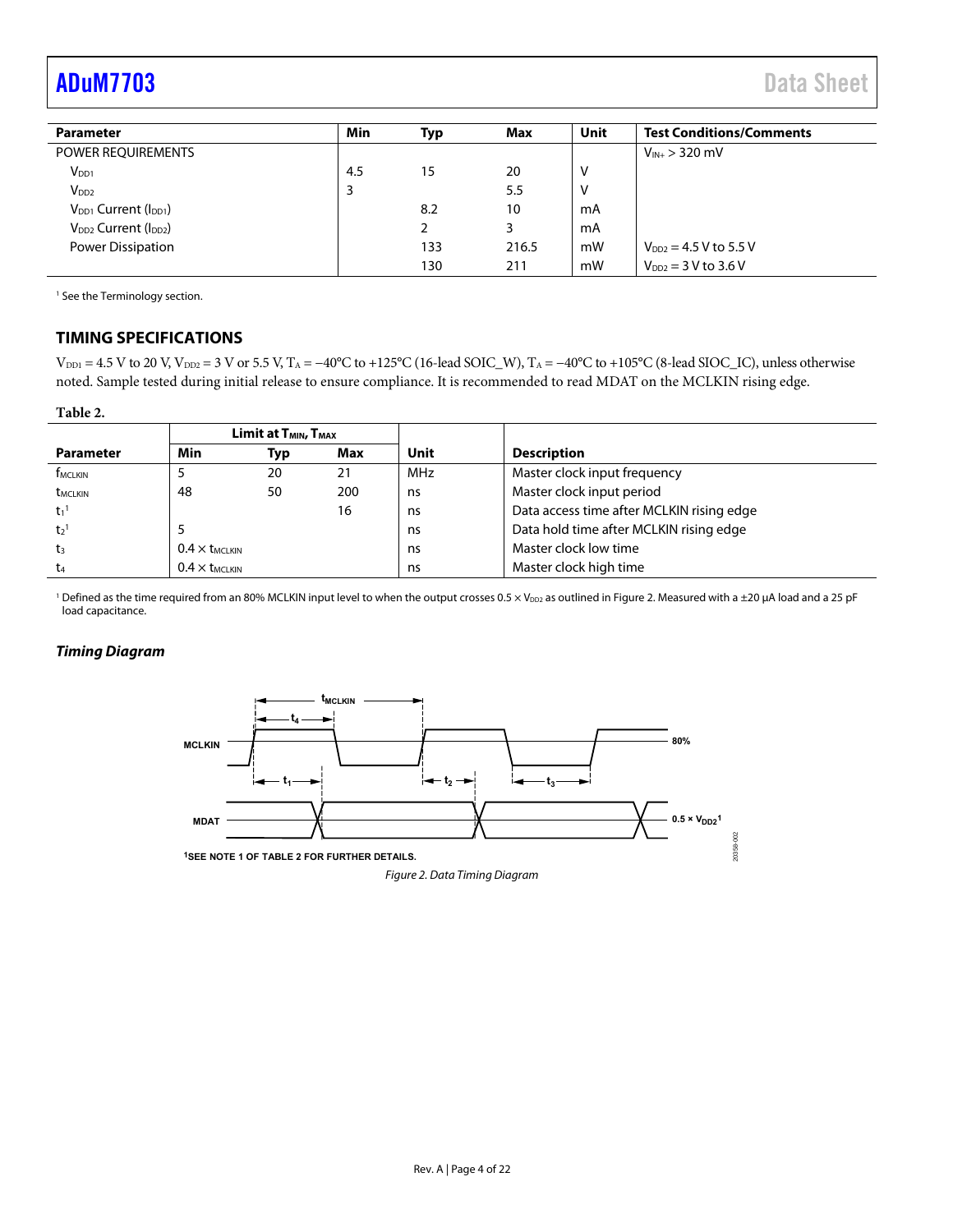| Parameter | Min | Typ | Max | Unit | Test Conditions/Comments |
|---|---|---|---|---|---|
| POWER REQUIREMENTS | | | | | $V_{IN+}$ > 320 mV |
| $V_{DD1}$ | 4.5 | 15 | 20 | V | |
| $V_{DD2}$ | 3 | | 5.5 | V | |
| $V_{DD1}$ Current ($I_{DD1}$) | | 8.2 | 10 | mA | |
| $V_{DD2}$ Current ($I_{DD2}$) | | 2 | 3 | mA | |
| Power Dissipation | | 133 | 216.5 | mW | $V_{DD2}$ = 4.5 V to 5.5 V |
| | | 130 | 211 | mW | $V_{DD2}$ = 3 V to 3.6 V |

[1] See the Terminology section.

## TIMING SPECIFICATIONS

$V_{DD1}$ = 4.5 V to 20 V, $V_{DD2}$ = 3 V or 5.5 V, $T_A$ = −40°C to +125°C (16-lead SOIC_W), $T_A$ = −40°C to +105°C (8-lead SIOC_IC), unless otherwise noted. Sample tested during initial release to ensure compliance. It is recommended to read MDAT on the MCLKIN rising edge.

**Table 2.**

| | Limit at $T_{MIN}$, $T_{MAX}$ | | | | |
|---|---|---|---|---|---|
| Parameter | Min | Typ | Max | Unit | Description |
| $f_{MCLKIN}$ | 5 | 20 | 21 | MHz | Master clock input frequency |
| $t_{MCLKIN}$ | 48 | 50 | 200 | ns | Master clock input period |
| $t_1$[1] | | | 16 | ns | Data access time after MCLKIN rising edge |
| $t_2$[1] | 5 | | | ns | Data hold time after MCLKIN rising edge |
| $t_3$ | $0.4 \times t_{MCLKIN}$ | | | ns | Master clock low time |
| $t_4$ | $0.4 \times t_{MCLKIN}$ | | | ns | Master clock high time |

[1] Defined as the time required from an 80% MCLKIN input level to when the output crosses $0.5 \times V_{DD2}$ as outlined in Figure 2. Measured with a ±20 µA load and a 25 pF load capacitance.

### *Timing Diagram*

*Figure 2. Data Timing Diagram*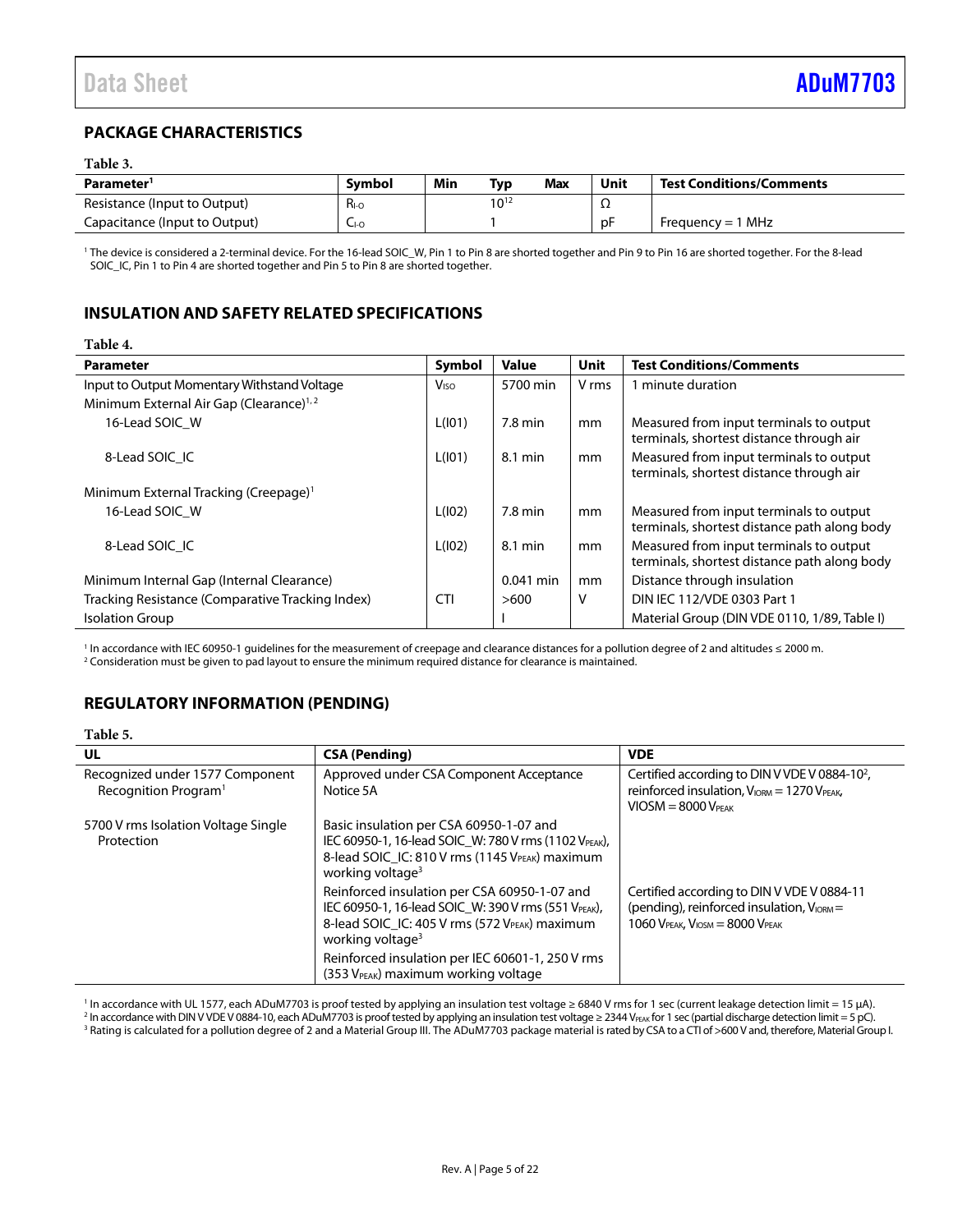## PACKAGE CHARACTERISTICS

Table 3.

| Parameter[1] | Symbol | Min | Typ | Max | Unit | Test Conditions/Comments |
|---|---|---|---|---|---|---|
| Resistance (Input to Output) | $R_{I\text{-}O}$ | | $10^{12}$ | | Ω | |
| Capacitance (Input to Output) | $C_{I\text{-}O}$ | | 1 | | pF | Frequency = 1 MHz |

[1] The device is considered a 2-terminal device. For the 16-lead SOIC_W, Pin 1 to Pin 8 are shorted together and Pin 9 to Pin 16 are shorted together. For the 8-lead SOIC_IC, Pin 1 to Pin 4 are shorted together and Pin 5 to Pin 8 are shorted together.

## INSULATION AND SAFETY RELATED SPECIFICATIONS

Table 4.

| Parameter | Symbol | Value | Unit | Test Conditions/Comments |
|---|---|---|---|---|
| Input to Output Momentary Withstand Voltage | $V_{ISO}$ | 5700 min | V rms | 1 minute duration |
| Minimum External Air Gap (Clearance)[1,2] | | | | |
| 16-Lead SOIC_W | L(I01) | 7.8 min | mm | Measured from input terminals to output terminals, shortest distance through air |
| 8-Lead SOIC_IC | L(I01) | 8.1 min | mm | Measured from input terminals to output terminals, shortest distance through air |
| Minimum External Tracking (Creepage)[1] | | | | |
| 16-Lead SOIC_W | L(I02) | 7.8 min | mm | Measured from input terminals to output terminals, shortest distance path along body |
| 8-Lead SOIC_IC | L(I02) | 8.1 min | mm | Measured from input terminals to output terminals, shortest distance path along body |
| Minimum Internal Gap (Internal Clearance) | | 0.041 min | mm | Distance through insulation |
| Tracking Resistance (Comparative Tracking Index) | CTI | >600 | V | DIN IEC 112/VDE 0303 Part 1 |
| Isolation Group | | I | | Material Group (DIN VDE 0110, 1/89, Table I) |

[1] In accordance with IEC 60950-1 guidelines for the measurement of creepage and clearance distances for a pollution degree of 2 and altitudes ≤ 2000 m.
[2] Consideration must be given to pad layout to ensure the minimum required distance for clearance is maintained.

## REGULATORY INFORMATION (PENDING)

Table 5.

| UL | CSA (Pending) | VDE |
|---|---|---|
| Recognized under 1577 Component Recognition Program[1] | Approved under CSA Component Acceptance Notice 5A | Certified according to DIN V VDE V 0884-10[2], reinforced insulation, $V_{IORM}$ = 1270 $V_{PEAK}$, VIOSM = 8000 $V_{PEAK}$ |
| 5700 V rms Isolation Voltage Single Protection | Basic insulation per CSA 60950-1-07 and IEC 60950-1, 16-lead SOIC_W: 780 V rms (1102 $V_{PEAK}$), 8-lead SOIC_IC: 810 V rms (1145 $V_{PEAK}$) maximum working voltage[3] | |
| | Reinforced insulation per CSA 60950-1-07 and IEC 60950-1, 16-lead SOIC_W: 390 V rms (551 $V_{PEAK}$), 8-lead SOIC_IC: 405 V rms (572 $V_{PEAK}$) maximum working voltage[3] | Certified according to DIN V VDE V 0884-11 (pending), reinforced insulation, $V_{IORM}$ = 1060 $V_{PEAK}$, $V_{IOSM}$ = 8000 $V_{PEAK}$ |
| | Reinforced insulation per IEC 60601-1, 250 V rms (353 $V_{PEAK}$) maximum working voltage | |

[1] In accordance with UL 1577, each ADuM7703 is proof tested by applying an insulation test voltage ≥ 6840 V rms for 1 sec (current leakage detection limit = 15 μA).
[2] In accordance with DIN V VDE V 0884-10, each ADuM7703 is proof tested by applying an insulation test voltage ≥ 2344 $V_{PEAK}$ for 1 sec (partial discharge detection limit = 5 pC).
[3] Rating is calculated for a pollution degree of 2 and a Material Group III. The ADuM7703 package material is rated by CSA to a CTI of >600 V and, therefore, Material Group I.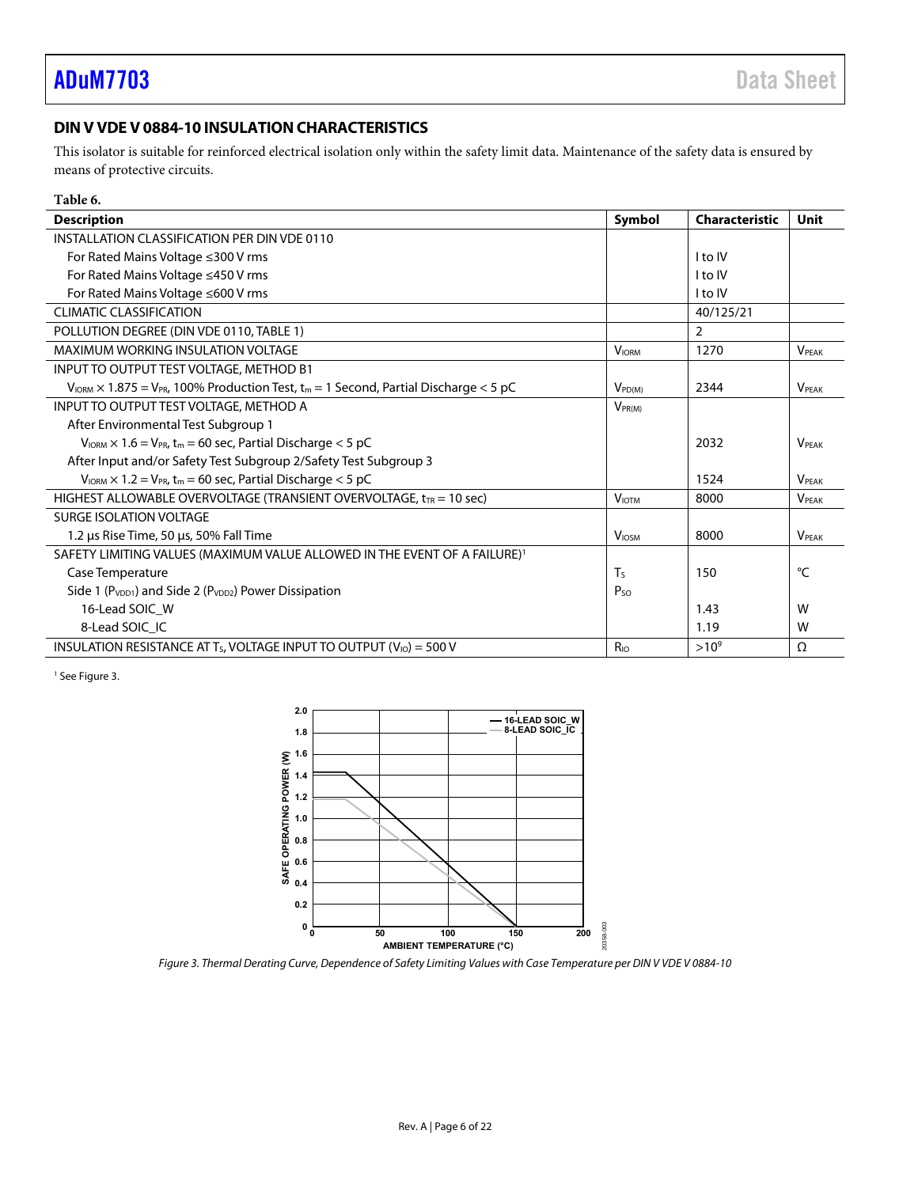## DIN V VDE V 0884-10 INSULATION CHARACTERISTICS

This isolator is suitable for reinforced electrical isolation only within the safety limit data. Maintenance of the safety data is ensured by means of protective circuits.

**Table 6.**

| Description | Symbol | Characteristic | Unit |
|---|---|---|---|
| INSTALLATION CLASSIFICATION PER DIN VDE 0110 | | | |
| For Rated Mains Voltage ≤300 V rms | | I to IV | |
| For Rated Mains Voltage ≤450 V rms | | I to IV | |
| For Rated Mains Voltage ≤600 V rms | | I to IV | |
| CLIMATIC CLASSIFICATION | | 40/125/21 | |
| POLLUTION DEGREE (DIN VDE 0110, TABLE 1) | | 2 | |
| MAXIMUM WORKING INSULATION VOLTAGE | $V_{IORM}$ | 1270 | $V_{PEAK}$ |
| INPUT TO OUTPUT TEST VOLTAGE, METHOD B1 | | | |
| $V_{IORM} \times 1.875 = V_{PR}$, 100% Production Test, $t_m$ = 1 Second, Partial Discharge < 5 pC | $V_{PD(M)}$ | 2344 | $V_{PEAK}$ |
| INPUT TO OUTPUT TEST VOLTAGE, METHOD A | $V_{PR(M)}$ | | |
| After Environmental Test Subgroup 1 | | | |
| $V_{IORM} \times 1.6 = V_{PR}$, $t_m$ = 60 sec, Partial Discharge < 5 pC | | 2032 | $V_{PEAK}$ |
| After Input and/or Safety Test Subgroup 2/Safety Test Subgroup 3 | | | |
| $V_{IORM} \times 1.2 = V_{PR}$, $t_m$ = 60 sec, Partial Discharge < 5 pC | | 1524 | $V_{PEAK}$ |
| HIGHEST ALLOWABLE OVERVOLTAGE (TRANSIENT OVERVOLTAGE, $t_{TR}$ = 10 sec) | $V_{IOTM}$ | 8000 | $V_{PEAK}$ |
| SURGE ISOLATION VOLTAGE | | | |
| 1.2 µs Rise Time, 50 µs, 50% Fall Time | $V_{IOSM}$ | 8000 | $V_{PEAK}$ |
| SAFETY LIMITING VALUES (MAXIMUM VALUE ALLOWED IN THE EVENT OF A FAILURE)[1] | | | |
| Case Temperature | $T_S$ | 150 | °C |
| Side 1 ($P_{VDD1}$) and Side 2 ($P_{VDD2}$) Power Dissipation | $P_{SO}$ | | |
| 16-Lead SOIC_W | | 1.43 | W |
| 8-Lead SOIC_IC | | 1.19 | W |
| INSULATION RESISTANCE AT $T_S$, VOLTAGE INPUT TO OUTPUT ($V_{IO}$) = 500 V | $R_{IO}$ | $>10^9$ | Ω |

[1] See Figure 3.

*Figure 3. Thermal Derating Curve, Dependence of Safety Limiting Values with Case Temperature per DIN V VDE V 0884-10*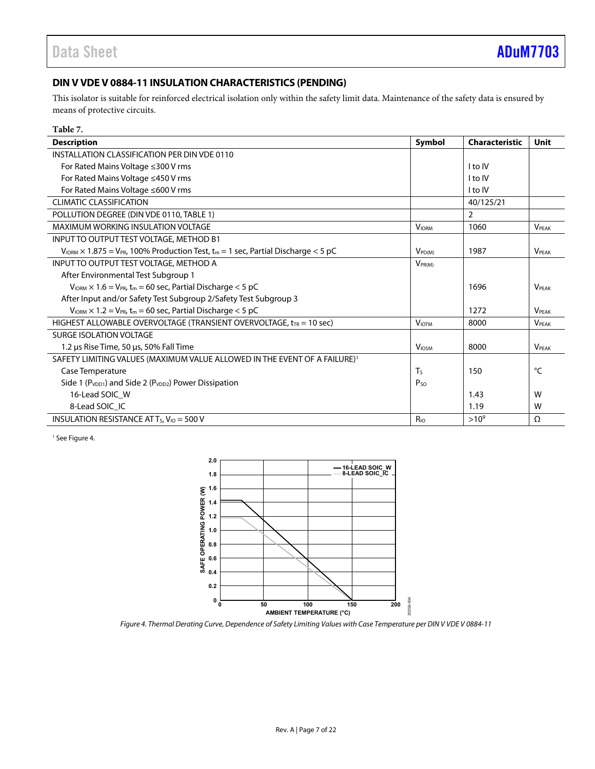## DIN V VDE V 0884-11 INSULATION CHARACTERISTICS (PENDING)

This isolator is suitable for reinforced electrical isolation only within the safety limit data. Maintenance of the safety data is ensured by means of protective circuits.

**Table 7.**

| Description | Symbol | Characteristic | Unit |
|---|---|---|---|
| INSTALLATION CLASSIFICATION PER DIN VDE 0110 | | | |
| For Rated Mains Voltage ≤300 V rms | | I to IV | |
| For Rated Mains Voltage ≤450 V rms | | I to IV | |
| For Rated Mains Voltage ≤600 V rms | | I to IV | |
| CLIMATIC CLASSIFICATION | | 40/125/21 | |
| POLLUTION DEGREE (DIN VDE 0110, TABLE 1) | | 2 | |
| MAXIMUM WORKING INSULATION VOLTAGE | $V_{IORM}$ | 1060 | $V_{PEAK}$ |
| INPUT TO OUTPUT TEST VOLTAGE, METHOD B1 | | | |
| $V_{IORM} \times 1.875 = V_{PR}$, 100% Production Test, $t_m$ = 1 sec, Partial Discharge < 5 pC | $V_{PD(M)}$ | 1987 | $V_{PEAK}$ |
| INPUT TO OUTPUT TEST VOLTAGE, METHOD A | $V_{PR(M)}$ | | |
| After Environmental Test Subgroup 1 | | | |
| $V_{IORM} \times 1.6 = V_{PR}$, $t_m$ = 60 sec, Partial Discharge < 5 pC | | 1696 | $V_{PEAK}$ |
| After Input and/or Safety Test Subgroup 2/Safety Test Subgroup 3 | | | |
| $V_{IORM} \times 1.2 = V_{PR}$, $t_m$ = 60 sec, Partial Discharge < 5 pC | | 1272 | $V_{PEAK}$ |
| HIGHEST ALLOWABLE OVERVOLTAGE (TRANSIENT OVERVOLTAGE, $t_{TR}$ = 10 sec) | $V_{IOTM}$ | 8000 | $V_{PEAK}$ |
| SURGE ISOLATION VOLTAGE | | | |
| 1.2 µs Rise Time, 50 µs, 50% Fall Time | $V_{IOSM}$ | 8000 | $V_{PEAK}$ |
| SAFETY LIMITING VALUES (MAXIMUM VALUE ALLOWED IN THE EVENT OF A FAILURE)[1] | | | |
| Case Temperature | $T_S$ | 150 | °C |
| Side 1 ($P_{VDD1}$) and Side 2 ($P_{VDD2}$) Power Dissipation | $P_{SO}$ | | |
| 16-Lead SOIC_W | | 1.43 | W |
| 8-Lead SOIC_IC | | 1.19 | W |
| INSULATION RESISTANCE AT $T_S$, $V_{IO}$ = 500 V | $R_{IO}$ | $>10^9$ | Ω |

[1] See Figure 4.

*Figure 4. Thermal Derating Curve, Dependence of Safety Limiting Values with Case Temperature per DIN V VDE V 0884-11*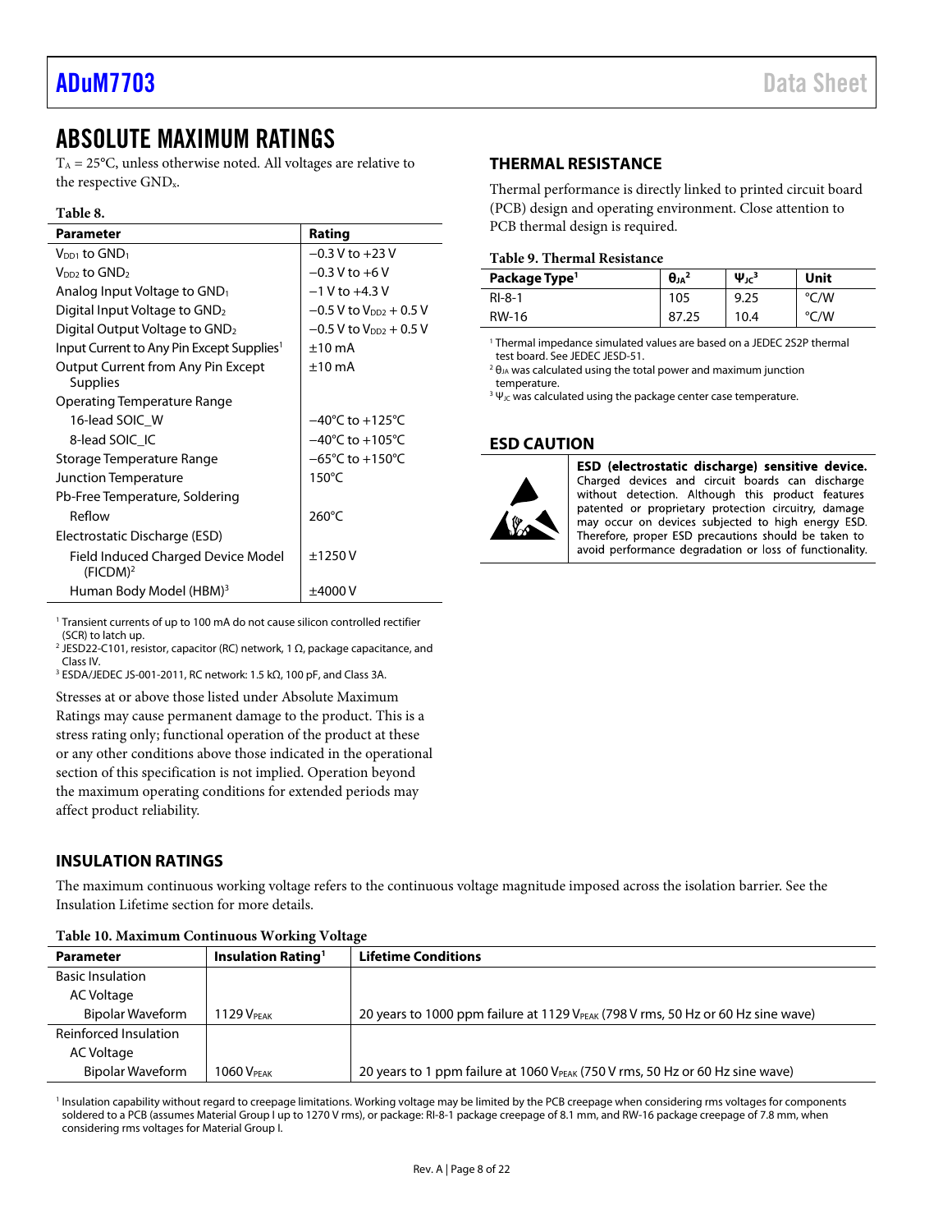## ABSOLUTE MAXIMUM RATINGS

$T_A$ = 25°C, unless otherwise noted. All voltages are relative to the respective $GND_x$.

**Table 8.**

| Parameter | Rating |
|---|---|
| $V_{DD1}$ to $GND_1$ | −0.3 V to +23 V |
| $V_{DD2}$ to $GND_2$ | −0.3 V to +6 V |
| Analog Input Voltage to $GND_1$ | −1 V to +4.3 V |
| Digital Input Voltage to $GND_2$ | −0.5 V to $V_{DD2}$ + 0.5 V |
| Digital Output Voltage to $GND_2$ | −0.5 V to $V_{DD2}$ + 0.5 V |
| Input Current to Any Pin Except Supplies[1] | ±10 mA |
| Output Current from Any Pin Except Supplies | ±10 mA |
| Operating Temperature Range | |
| 16-lead SOIC_W | −40°C to +125°C |
| 8-lead SOIC_IC | −40°C to +105°C |
| Storage Temperature Range | −65°C to +150°C |
| Junction Temperature | 150°C |
| Pb-Free Temperature, Soldering | |
| Reflow | 260°C |
| Electrostatic Discharge (ESD) | |
| Field Induced Charged Device Model (FICDM)[2] | ±1250 V |
| Human Body Model (HBM)[3] | ±4000 V |

[1] Transient currents of up to 100 mA do not cause silicon controlled rectifier (SCR) to latch up.
[2] JESD22-C101, resistor, capacitor (RC) network, 1 Ω, package capacitance, and Class IV.
[3] ESDA/JEDEC JS-001-2011, RC network: 1.5 kΩ, 100 pF, and Class 3A.

Stresses at or above those listed under Absolute Maximum Ratings may cause permanent damage to the product. This is a stress rating only; functional operation of the product at these or any other conditions above those indicated in the operational section of this specification is not implied. Operation beyond the maximum operating conditions for extended periods may affect product reliability.

### THERMAL RESISTANCE

Thermal performance is directly linked to printed circuit board (PCB) design and operating environment. Close attention to PCB thermal design is required.

**Table 9. Thermal Resistance**

| Package Type[1] | $\theta_{JA}$[2] | $\Psi_{JC}$[3] | Unit |
|---|---|---|---|
| RI-8-1 | 105 | 9.25 | °C/W |
| RW-16 | 87.25 | 10.4 | °C/W |

[1] Thermal impedance simulated values are based on a JEDEC 2S2P thermal test board. See JEDEC JESD-51.
[2] $\theta_{JA}$ was calculated using the total power and maximum junction temperature.
[3] $\Psi_{JC}$ was calculated using the package center case temperature.

### ESD CAUTION

**ESD (electrostatic discharge) sensitive device.** Charged devices and circuit boards can discharge without detection. Although this product features patented or proprietary protection circuitry, damage may occur on devices subjected to high energy ESD. Therefore, proper ESD precautions should be taken to avoid performance degradation or loss of functionality.

### INSULATION RATINGS

The maximum continuous working voltage refers to the continuous voltage magnitude imposed across the isolation barrier. See the Insulation Lifetime section for more details.

**Table 10. Maximum Continuous Working Voltage**

| Parameter | Insulation Rating[1] | Lifetime Conditions |
|---|---|---|
| Basic Insulation | | |
| AC Voltage | | |
| Bipolar Waveform | 1129 $V_{PEAK}$ | 20 years to 1000 ppm failure at 1129 $V_{PEAK}$ (798 V rms, 50 Hz or 60 Hz sine wave) |
| Reinforced Insulation | | |
| AC Voltage | | |
| Bipolar Waveform | 1060 $V_{PEAK}$ | 20 years to 1 ppm failure at 1060 $V_{PEAK}$ (750 V rms, 50 Hz or 60 Hz sine wave) |

[1] Insulation capability without regard to creepage limitations. Working voltage may be limited by the PCB creepage when considering rms voltages for components soldered to a PCB (assumes Material Group I up to 1270 V rms), or package: RI-8-1 package creepage of 8.1 mm, and RW-16 package creepage of 7.8 mm, when considering rms voltages for Material Group I.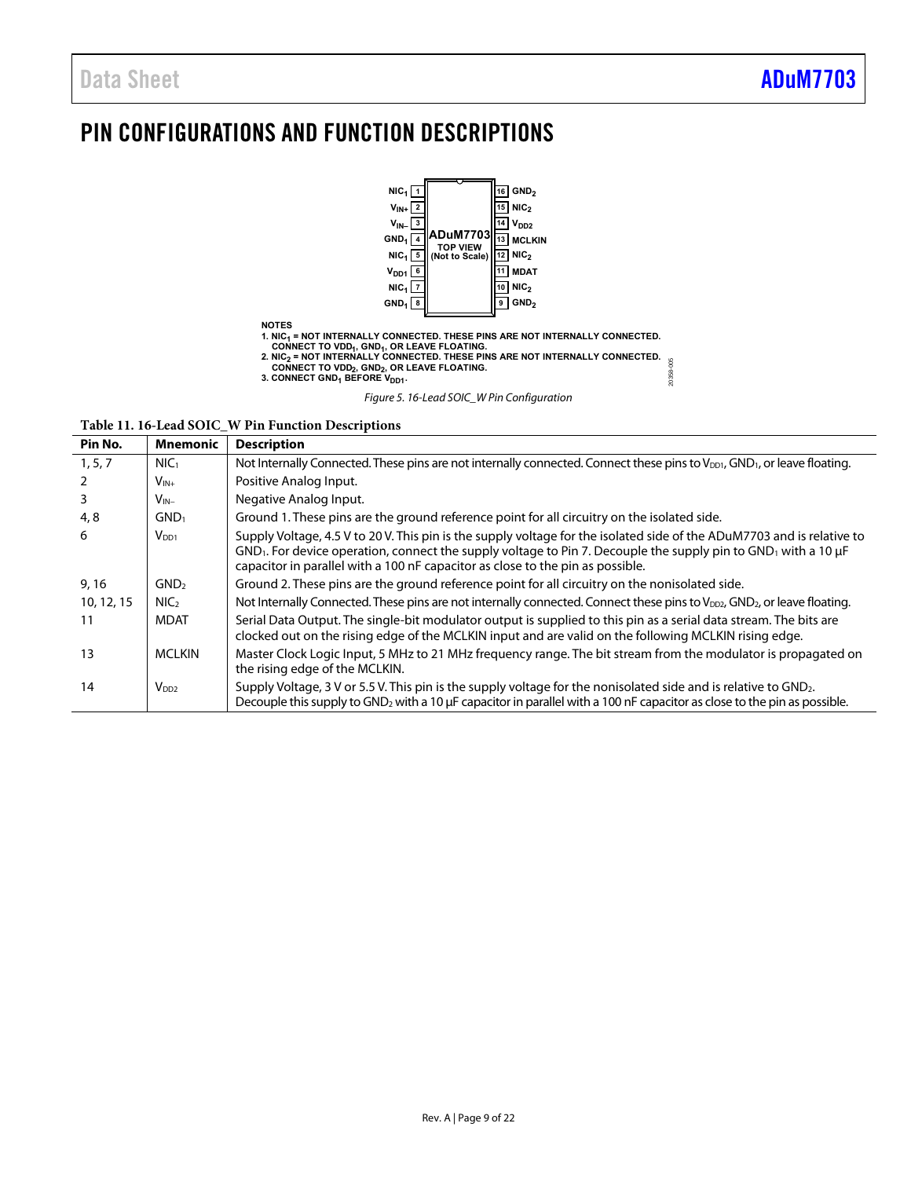# PIN CONFIGURATIONS AND FUNCTION DESCRIPTIONS

NOTES
1. $NIC_1$ = NOT INTERNALLY CONNECTED. THESE PINS ARE NOT INTERNALLY CONNECTED. CONNECT TO $VDD_1$, $GND_1$, OR LEAVE FLOATING.
2. $NIC_2$ = NOT INTERNALLY CONNECTED. THESE PINS ARE NOT INTERNALLY CONNECTED. CONNECT TO $VDD_2$, $GND_2$, OR LEAVE FLOATING.
3. CONNECT $GND_1$ BEFORE $V_{DD1}$.

*Figure 5. 16-Lead SOIC_W Pin Configuration*

**Table 11. 16-Lead SOIC_W Pin Function Descriptions**

| Pin No. | Mnemonic | Description |
|---|---|---|
| 1, 5, 7 | $NIC_1$ | Not Internally Connected. These pins are not internally connected. Connect these pins to $V_{DD1}$, $GND_1$, or leave floating. |
| 2 | $V_{IN+}$ | Positive Analog Input. |
| 3 | $V_{IN-}$ | Negative Analog Input. |
| 4, 8 | $GND_1$ | Ground 1. These pins are the ground reference point for all circuitry on the isolated side. |
| 6 | $V_{DD1}$ | Supply Voltage, 4.5 V to 20 V. This pin is the supply voltage for the isolated side of the ADuM7703 and is relative to $GND_1$. For device operation, connect the supply voltage to Pin 7. Decouple the supply pin to $GND_1$ with a 10 µF capacitor in parallel with a 100 nF capacitor as close to the pin as possible. |
| 9, 16 | $GND_2$ | Ground 2. These pins are the ground reference point for all circuitry on the nonisolated side. |
| 10, 12, 15 | $NIC_2$ | Not Internally Connected. These pins are not internally connected. Connect these pins to $V_{DD2}$, $GND_2$, or leave floating. |
| 11 | MDAT | Serial Data Output. The single-bit modulator output is supplied to this pin as a serial data stream. The bits are clocked out on the rising edge of the MCLKIN input and are valid on the following MCLKIN rising edge. |
| 13 | MCLKIN | Master Clock Logic Input, 5 MHz to 21 MHz frequency range. The bit stream from the modulator is propagated on the rising edge of the MCLKIN. |
| 14 | $V_{DD2}$ | Supply Voltage, 3 V or 5.5 V. This pin is the supply voltage for the nonisolated side and is relative to $GND_2$. Decouple this supply to $GND_2$ with a 10 µF capacitor in parallel with a 100 nF capacitor as close to the pin as possible. |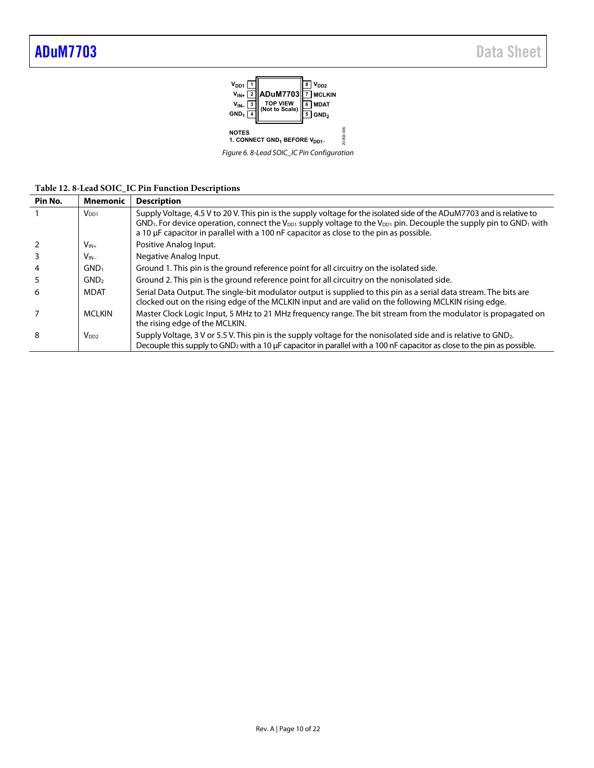1. CONNECT $GND_1$ BEFORE $V_{DD1}$.

Figure 6. 8-Lead SOIC_IC Pin Configuration

**Table 12. 8-Lead SOIC_IC Pin Function Descriptions**

| Pin No. | Mnemonic | Description |
|---|---|---|
| 1 | $V_{DD1}$ | Supply Voltage, 4.5 V to 20 V. This pin is the supply voltage for the isolated side of the ADuM7703 and is relative to $GND_1$. For device operation, connect the $V_{DD1}$ supply voltage to the $V_{DD1}$ pin. Decouple the supply pin to $GND_1$ with a 10 µF capacitor in parallel with a 100 nF capacitor as close to the pin as possible. |
| 2 | $V_{IN+}$ | Positive Analog Input. |
| 3 | $V_{IN-}$ | Negative Analog Input. |
| 4 | $GND_1$ | Ground 1. This pin is the ground reference point for all circuitry on the isolated side. |
| 5 | $GND_2$ | Ground 2. This pin is the ground reference point for all circuitry on the nonisolated side. |
| 6 | MDAT | Serial Data Output. The single-bit modulator output is supplied to this pin as a serial data stream. The bits are clocked out on the rising edge of the MCLKIN input and are valid on the following MCLKIN rising edge. |
| 7 | MCLKIN | Master Clock Logic Input, 5 MHz to 21 MHz frequency range. The bit stream from the modulator is propagated on the rising edge of the MCLKIN. |
| 8 | $V_{DD2}$ | Supply Voltage, 3 V or 5.5 V. This pin is the supply voltage for the nonisolated side and is relative to $GND_2$. Decouple this supply to $GND_2$ with a 10 µF capacitor in parallel with a 100 nF capacitor as close to the pin as possible. |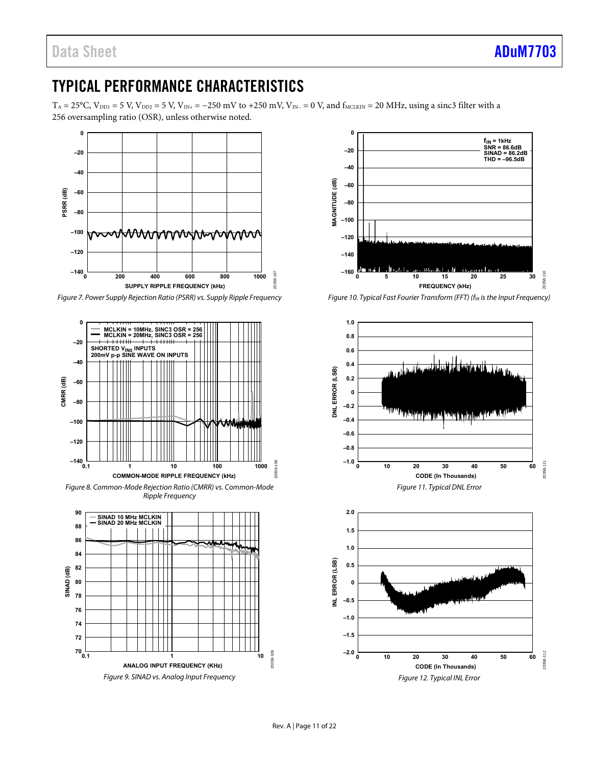# TYPICAL PERFORMANCE CHARACTERISTICS

$T_A$ = 25°C, $V_{DD1}$ = 5 V, $V_{DD2}$ = 5 V, $V_{IN+}$ = −250 mV to +250 mV, $V_{IN−}$ = 0 V, and $f_{MCLKIN}$ = 20 MHz, using a sinc3 filter with a 256 oversampling ratio (OSR), unless otherwise noted.

*Figure 7. Power Supply Rejection Ratio (PSRR) vs. Supply Ripple Frequency*

*Figure 8. Common-Mode Rejection Ratio (CMRR) vs. Common-Mode Ripple Frequency*

*Figure 9. SINAD vs. Analog Input Frequency*

*Figure 10. Typical Fast Fourier Transform (FFT) ($f_{IN}$ is the Input Frequency)*

*Figure 11. Typical DNL Error*

*Figure 12. Typical INL Error*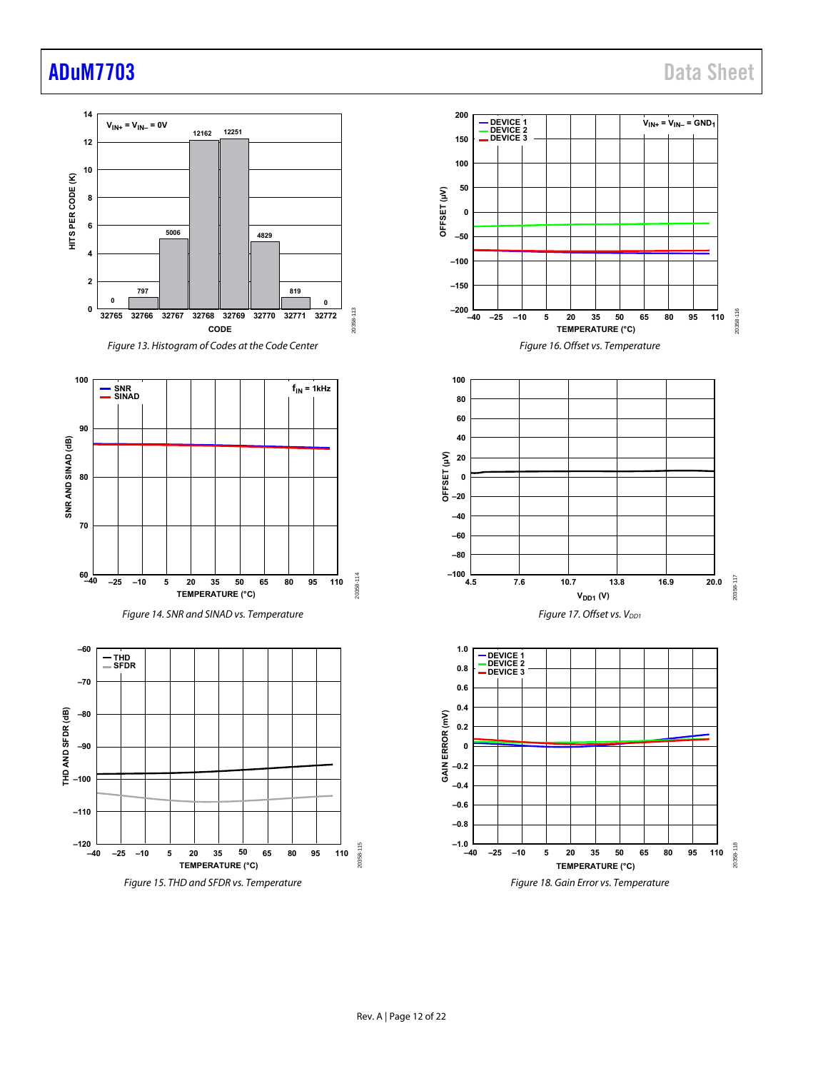Figure 13. Histogram of Codes at the Code Center

Figure 14. SNR and SINAD vs. Temperature

Figure 15. THD and SFDR vs. Temperature

Figure 16. Offset vs. Temperature

Figure 17. Offset vs. $V_{DD1}$

Figure 18. Gain Error vs. Temperature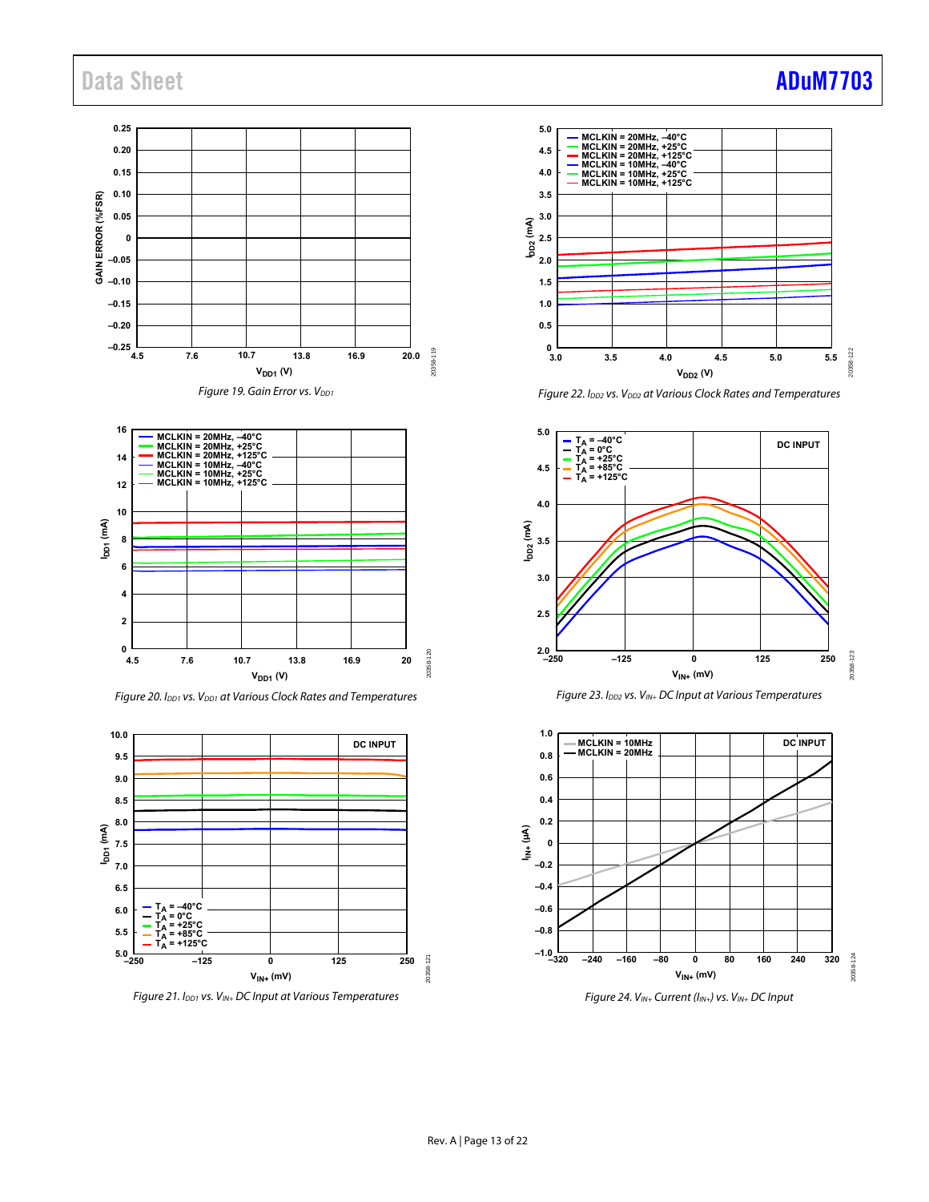Figure 19. Gain Error vs. $V_{DD1}$

Figure 20. $I_{DD1}$ vs. $V_{DD1}$ at Various Clock Rates and Temperatures

Figure 21. $I_{DD1}$ vs. $V_{IN+}$ DC Input at Various Temperatures

Figure 22. $I_{DD2}$ vs. $V_{DD2}$ at Various Clock Rates and Temperatures

Figure 23. $I_{DD2}$ vs. $V_{IN+}$ DC Input at Various Temperatures

Figure 24. $V_{IN+}$ Current ($I_{IN+}$) vs. $V_{IN+}$ DC Input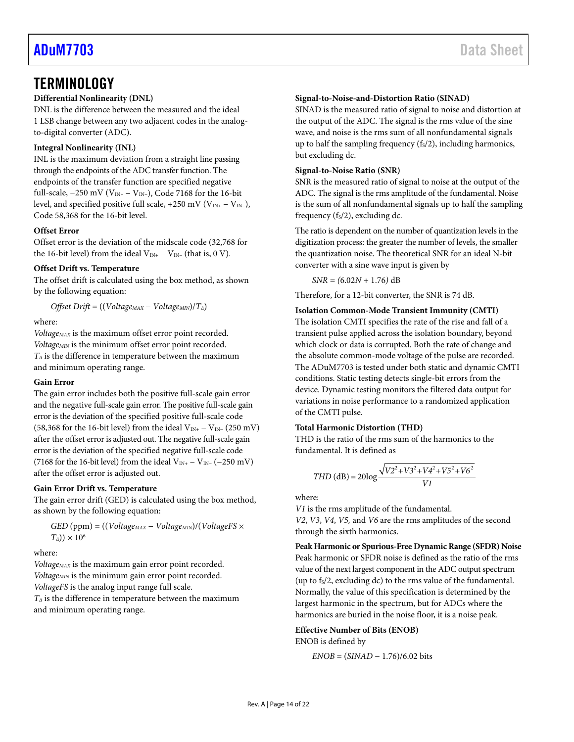# TERMINOLOGY

**Differential Nonlinearity (DNL)**

DNL is the difference between the measured and the ideal 1 LSB change between any two adjacent codes in the analog-to-digital converter (ADC).

**Integral Nonlinearity (INL)**

INL is the maximum deviation from a straight line passing through the endpoints of the ADC transfer function. The endpoints of the transfer function are specified negative full-scale, −250 mV ($V_{IN+} − V_{IN−}$), Code 7168 for the 16-bit level, and specified positive full scale, +250 mV ($V_{IN+} − V_{IN−}$), Code 58,368 for the 16-bit level.

**Offset Error**

Offset error is the deviation of the midscale code (32,768 for the 16-bit level) from the ideal $V_{IN+} − V_{IN−}$ (that is, 0 V).

**Offset Drift vs. Temperature**

The offset drift is calculated using the box method, as shown by the following equation:

$$Offset\ Drift = ((Voltage_{MAX} − Voltage_{MIN})/T_{\Delta})$$

where:
$Voltage_{MAX}$ is the maximum offset error point recorded.
$Voltage_{MIN}$ is the minimum offset error point recorded.
$T_{\Delta}$ is the difference in temperature between the maximum and minimum operating range.

**Gain Error**

The gain error includes both the positive full-scale gain error and the negative full-scale gain error. The positive full-scale gain error is the deviation of the specified positive full-scale code (58,368 for the 16-bit level) from the ideal $V_{IN+} − V_{IN−}$ (250 mV) after the offset error is adjusted out. The negative full-scale gain error is the deviation of the specified negative full-scale code (7168 for the 16-bit level) from the ideal $V_{IN+} − V_{IN−}$ (−250 mV) after the offset error is adjusted out.

**Gain Error Drift vs. Temperature**

The gain error drift (GED) is calculated using the box method, as shown by the following equation:

$$GED\ (\text{ppm}) = ((Voltage_{MAX} − Voltage_{MIN})/(VoltageFS \times T_{\Delta})) \times 10^6$$

where:
$Voltage_{MAX}$ is the maximum gain error point recorded.
$Voltage_{MIN}$ is the minimum gain error point recorded.
$VoltageFS$ is the analog input range full scale.
$T_{\Delta}$ is the difference in temperature between the maximum and minimum operating range.

**Signal-to-Noise-and-Distortion Ratio (SINAD)**

SINAD is the measured ratio of signal to noise and distortion at the output of the ADC. The signal is the rms value of the sine wave, and noise is the rms sum of all nonfundamental signals up to half the sampling frequency ($f_S/2$), including harmonics, but excluding dc.

**Signal-to-Noise Ratio (SNR)**

SNR is the measured ratio of signal to noise at the output of the ADC. The signal is the rms amplitude of the fundamental. Noise is the sum of all nonfundamental signals up to half the sampling frequency ($f_S/2$), excluding dc.

The ratio is dependent on the number of quantization levels in the digitization process: the greater the number of levels, the smaller the quantization noise. The theoretical SNR for an ideal N-bit converter with a sine wave input is given by

$$SNR = (6.02N + 1.76)\ \text{dB}$$

Therefore, for a 12-bit converter, the SNR is 74 dB.

**Isolation Common-Mode Transient Immunity (CMTI)**

The isolation CMTI specifies the rate of the rise and fall of a transient pulse applied across the isolation boundary, beyond which clock or data is corrupted. Both the rate of change and the absolute common-mode voltage of the pulse are recorded. The ADuM7703 is tested under both static and dynamic CMTI conditions. Static testing detects single-bit errors from the device. Dynamic testing monitors the filtered data output for variations in noise performance to a randomized application of the CMTI pulse.

**Total Harmonic Distortion (THD)**

THD is the ratio of the rms sum of the harmonics to the fundamental. It is defined as

$$THD\ (\text{dB}) = 20\log\frac{\sqrt{V2^2 + V3^2 + V4^2 + V5^2 + V6^2}}{V1}$$

where:
$V1$ is the rms amplitude of the fundamental.
$V2$, $V3$, $V4$, $V5$, and $V6$ are the rms amplitudes of the second through the sixth harmonics.

**Peak Harmonic or Spurious-Free Dynamic Range (SFDR) Noise**

Peak harmonic or SFDR noise is defined as the ratio of the rms value of the next largest component in the ADC output spectrum (up to $f_S/2$, excluding dc) to the rms value of the fundamental. Normally, the value of this specification is determined by the largest harmonic in the spectrum, but for ADCs where the harmonics are buried in the noise floor, it is a noise peak.

**Effective Number of Bits (ENOB)**

ENOB is defined by

$$ENOB = (SINAD − 1.76)/6.02\ \text{bits}$$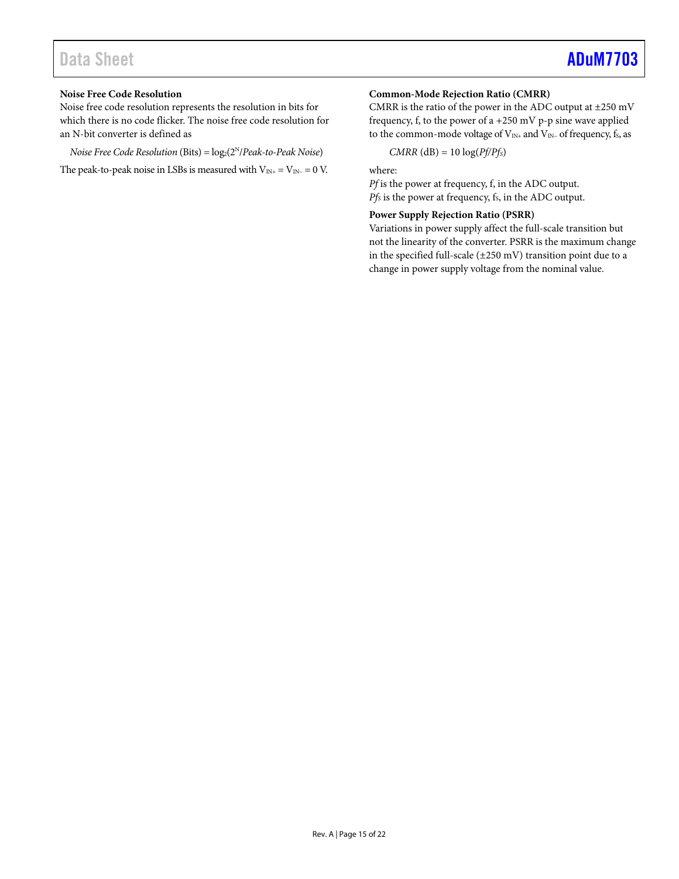### Noise Free Code Resolution

Noise free code resolution represents the resolution in bits for which there is no code flicker. The noise free code resolution for an N-bit converter is defined as

$$\textit{Noise Free Code Resolution}\ (\text{Bits}) = \log_2(2^N/\textit{Peak-to-Peak Noise})$$

The peak-to-peak noise in LSBs is measured with $V_{IN+} = V_{IN-} = 0$ V.

### Common-Mode Rejection Ratio (CMRR)

CMRR is the ratio of the power in the ADC output at ±250 mV frequency, f, to the power of a +250 mV p-p sine wave applied to the common-mode voltage of $V_{IN+}$ and $V_{IN-}$ of frequency, $f_S$, as

$$\textit{CMRR}\ (\text{dB}) = 10 \log(\textit{Pf}/\textit{Pf}_S)$$

where:

*Pf* is the power at frequency, f, in the ADC output.
$Pf_S$ is the power at frequency, $f_S$, in the ADC output.

### Power Supply Rejection Ratio (PSRR)

Variations in power supply affect the full-scale transition but not the linearity of the converter. PSRR is the maximum change in the specified full-scale (±250 mV) transition point due to a change in power supply voltage from the nominal value.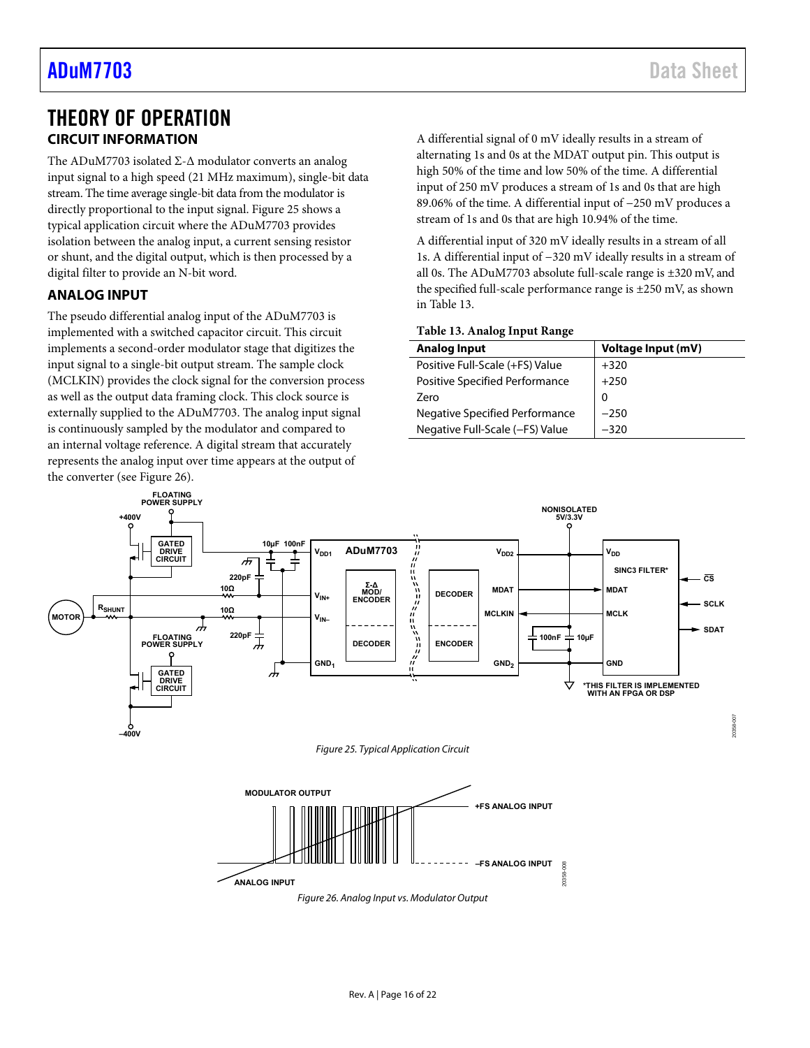# THEORY OF OPERATION

## CIRCUIT INFORMATION

The ADuM7703 isolated Σ-Δ modulator converts an analog input signal to a high speed (21 MHz maximum), single-bit data stream. The time average single-bit data from the modulator is directly proportional to the input signal. Figure 25 shows a typical application circuit where the ADuM7703 provides isolation between the analog input, a current sensing resistor or shunt, and the digital output, which is then processed by a digital filter to provide an N-bit word.

## ANALOG INPUT

The pseudo differential analog input of the ADuM7703 is implemented with a switched capacitor circuit. This circuit implements a second-order modulator stage that digitizes the input signal to a single-bit output stream. The sample clock (MCLKIN) provides the clock signal for the conversion process as well as the output data framing clock. This clock source is externally supplied to the ADuM7703. The analog input signal is continuously sampled by the modulator and compared to an internal voltage reference. A digital stream that accurately represents the analog input over time appears at the output of the converter (see Figure 26).

A differential signal of 0 mV ideally results in a stream of alternating 1s and 0s at the MDAT output pin. This output is high 50% of the time and low 50% of the time. A differential input of 250 mV produces a stream of 1s and 0s that are high 89.06% of the time. A differential input of −250 mV produces a stream of 1s and 0s that are high 10.94% of the time.

A differential input of 320 mV ideally results in a stream of all 1s. A differential input of −320 mV ideally results in a stream of all 0s. The ADuM7703 absolute full-scale range is ±320 mV, and the specified full-scale performance range is ±250 mV, as shown in Table 13.

**Table 13. Analog Input Range**

| Analog Input | Voltage Input (mV) |
|---|---|
| Positive Full-Scale (+FS) Value | +320 |
| Positive Specified Performance | +250 |
| Zero | 0 |
| Negative Specified Performance | −250 |
| Negative Full-Scale (−FS) Value | −320 |

*Figure 25. Typical Application Circuit*

*Figure 26. Analog Input vs. Modulator Output*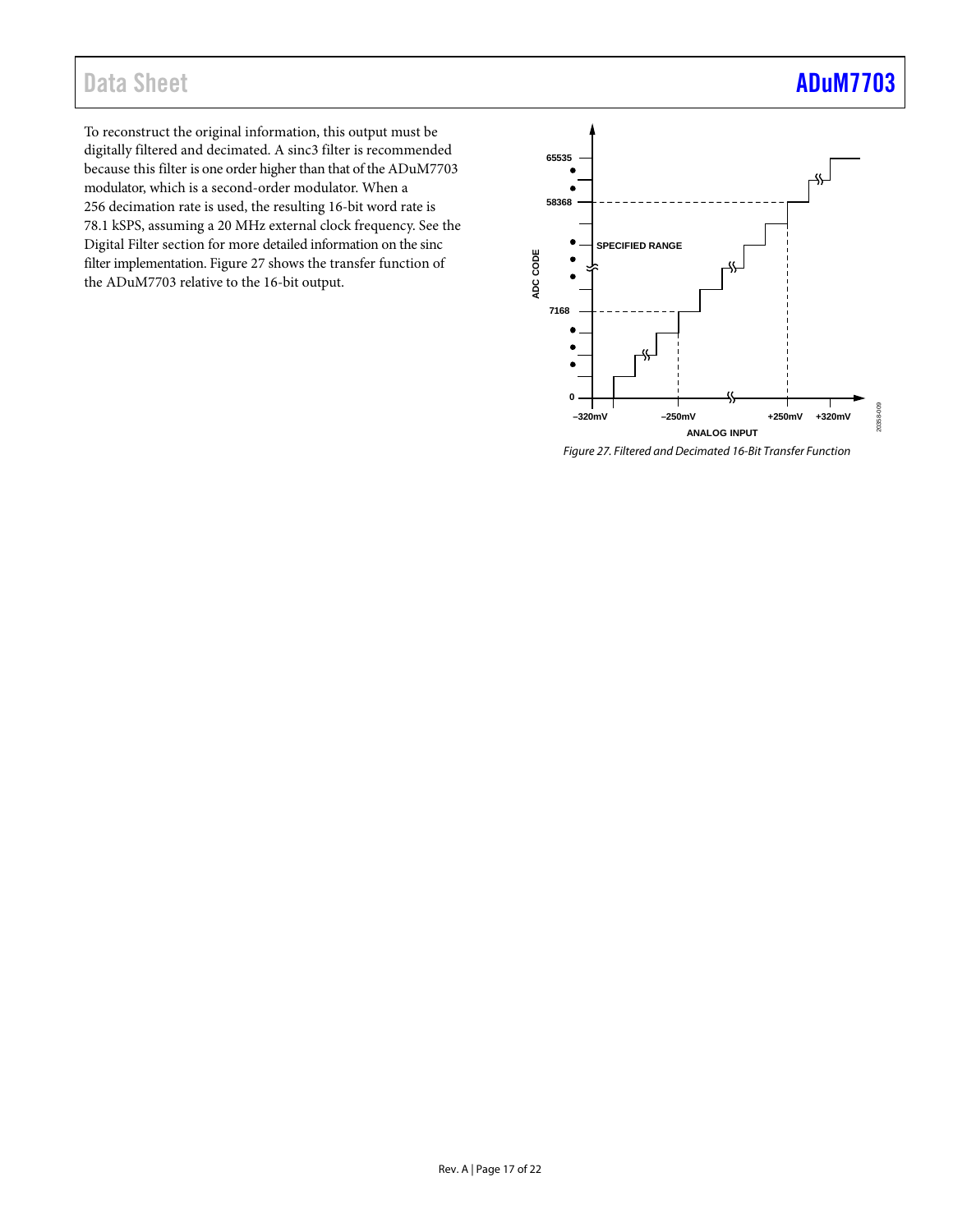To reconstruct the original information, this output must be digitally filtered and decimated. A sinc3 filter is recommended because this filter is one order higher than that of the ADuM7703 modulator, which is a second-order modulator. When a 256 decimation rate is used, the resulting 16-bit word rate is 78.1 kSPS, assuming a 20 MHz external clock frequency. See the Digital Filter section for more detailed information on the sinc filter implementation. Figure 27 shows the transfer function of the ADuM7703 relative to the 16-bit output.

*Figure 27. Filtered and Decimated 16-Bit Transfer Function*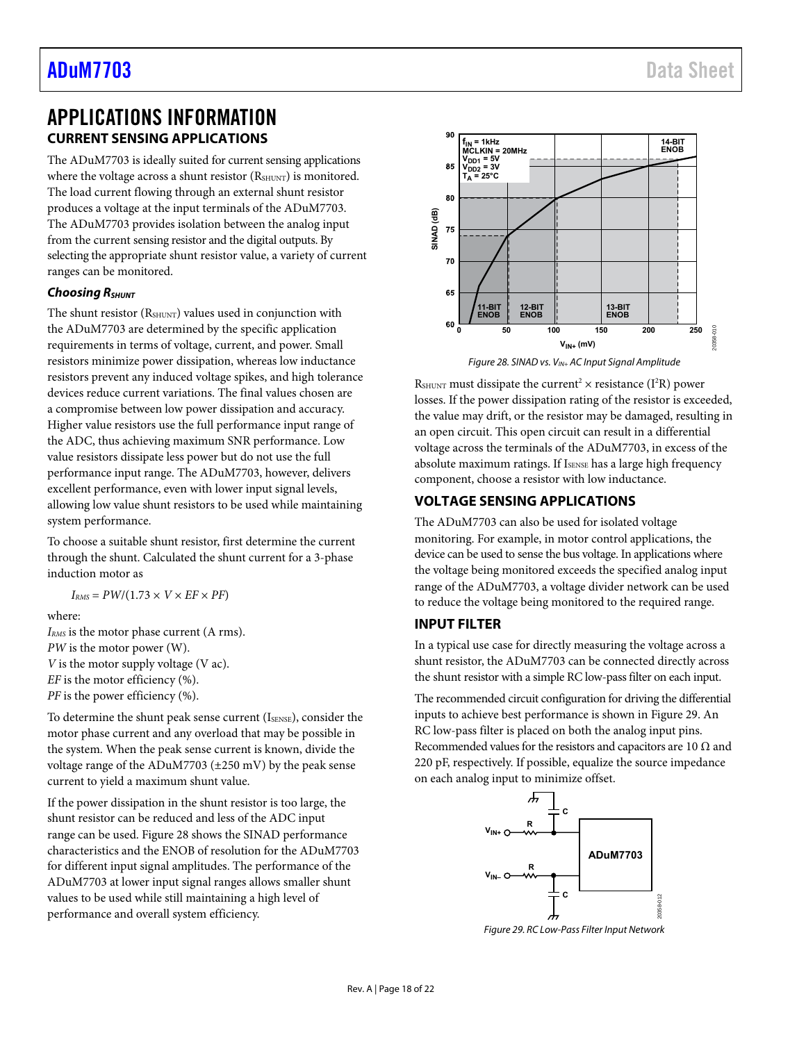# APPLICATIONS INFORMATION

## CURRENT SENSING APPLICATIONS

The ADuM7703 is ideally suited for current sensing applications where the voltage across a shunt resistor ($R_{SHUNT}$) is monitored. The load current flowing through an external shunt resistor produces a voltage at the input terminals of the ADuM7703. The ADuM7703 provides isolation between the analog input from the current sensing resistor and the digital outputs. By selecting the appropriate shunt resistor value, a variety of current ranges can be monitored.

### *Choosing $R_{SHUNT}$*

The shunt resistor ($R_{SHUNT}$) values used in conjunction with the ADuM7703 are determined by the specific application requirements in terms of voltage, current, and power. Small resistors minimize power dissipation, whereas low inductance resistors prevent any induced voltage spikes, and high tolerance devices reduce current variations. The final values chosen are a compromise between low power dissipation and accuracy. Higher value resistors use the full performance input range of the ADC, thus achieving maximum SNR performance. Low value resistors dissipate less power but do not use the full performance input range. The ADuM7703, however, delivers excellent performance, even with lower input signal levels, allowing low value shunt resistors to be used while maintaining system performance.

To choose a suitable shunt resistor, first determine the current through the shunt. Calculated the shunt current for a 3-phase induction motor as

$$I_{RMS} = PW/(1.73 \times V \times EF \times PF)$$

where:
$I_{RMS}$ is the motor phase current (A rms).
*PW* is the motor power (W).
*V* is the motor supply voltage (V ac).
*EF* is the motor efficiency (%).
*PF* is the power efficiency (%).

To determine the shunt peak sense current ($I_{SENSE}$), consider the motor phase current and any overload that may be possible in the system. When the peak sense current is known, divide the voltage range of the ADuM7703 (±250 mV) by the peak sense current to yield a maximum shunt value.

If the power dissipation in the shunt resistor is too large, the shunt resistor can be reduced and less of the ADC input range can be used. Figure 28 shows the SINAD performance characteristics and the ENOB of resolution for the ADuM7703 for different input signal amplitudes. The performance of the ADuM7703 at lower input signal ranges allows smaller shunt values to be used while still maintaining a high level of performance and overall system efficiency.

*Figure 28. SINAD vs. $V_{IN+}$ AC Input Signal Amplitude*

$R_{SHUNT}$ must dissipate the current$^2$ × resistance ($I^2R$) power losses. If the power dissipation rating of the resistor is exceeded, the value may drift, or the resistor may be damaged, resulting in an open circuit. This open circuit can result in a differential voltage across the terminals of the ADuM7703, in excess of the absolute maximum ratings. If $I_{SENSE}$ has a large high frequency component, choose a resistor with low inductance.

## VOLTAGE SENSING APPLICATIONS

The ADuM7703 can also be used for isolated voltage monitoring. For example, in motor control applications, the device can be used to sense the bus voltage. In applications where the voltage being monitored exceeds the specified analog input range of the ADuM7703, a voltage divider network can be used to reduce the voltage being monitored to the required range.

## INPUT FILTER

In a typical use case for directly measuring the voltage across a shunt resistor, the ADuM7703 can be connected directly across the shunt resistor with a simple RC low-pass filter on each input.

The recommended circuit configuration for driving the differential inputs to achieve best performance is shown in Figure 29. An RC low-pass filter is placed on both the analog input pins. Recommended values for the resistors and capacitors are 10 Ω and 220 pF, respectively. If possible, equalize the source impedance on each analog input to minimize offset.

*Figure 29. RC Low-Pass Filter Input Network*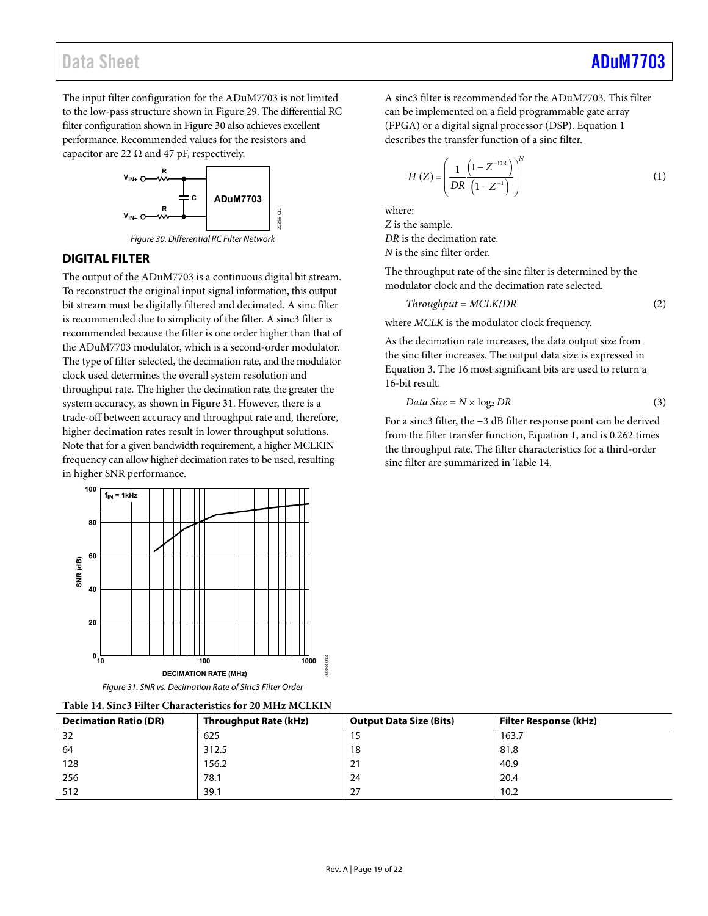The input filter configuration for the ADuM7703 is not limited to the low-pass structure shown in Figure 29. The differential RC filter configuration shown in Figure 30 also achieves excellent performance. Recommended values for the resistors and capacitor are 22 Ω and 47 pF, respectively.

Figure 30. Differential RC Filter Network

## DIGITAL FILTER

The output of the ADuM7703 is a continuous digital bit stream. To reconstruct the original input signal information, this output bit stream must be digitally filtered and decimated. A sinc filter is recommended due to simplicity of the filter. A sinc3 filter is recommended because the filter is one order higher than that of the ADuM7703 modulator, which is a second-order modulator. The type of filter selected, the decimation rate, and the modulator clock used determines the overall system resolution and throughput rate. The higher the decimation rate, the greater the system accuracy, as shown in Figure 31. However, there is a trade-off between accuracy and throughput rate and, therefore, higher decimation rates result in lower throughput solutions. Note that for a given bandwidth requirement, a higher MCLKIN frequency can allow higher decimation rates to be used, resulting in higher SNR performance.

Figure 31. SNR vs. Decimation Rate of Sinc3 Filter Order

A sinc3 filter is recommended for the ADuM7703. This filter can be implemented on a field programmable gate array (FPGA) or a digital signal processor (DSP). Equation 1 describes the transfer function of a sinc filter.

$$H(Z) = \left( \frac{1}{DR} \frac{\left(1 - Z^{-DR}\right)}{\left(1 - Z^{-1}\right)} \right)^{N} \quad (1)$$

where:
$Z$ is the sample.
$DR$ is the decimation rate.
$N$ is the sinc filter order.

The throughput rate of the sinc filter is determined by the modulator clock and the decimation rate selected.

$$Throughput = MCLK/DR \quad (2)$$

where $MCLK$ is the modulator clock frequency.

As the decimation rate increases, the data output size from the sinc filter increases. The output data size is expressed in Equation 3. The 16 most significant bits are used to return a 16-bit result.

$$Data\ Size = N \times \log_2 DR \quad (3)$$

For a sinc3 filter, the −3 dB filter response point can be derived from the filter transfer function, Equation 1, and is 0.262 times the throughput rate. The filter characteristics for a third-order sinc filter are summarized in Table 14.

**Table 14. Sinc3 Filter Characteristics for 20 MHz MCLKIN**

| Decimation Ratio (DR) | Throughput Rate (kHz) | Output Data Size (Bits) | Filter Response (kHz) |
|---|---|---|---|
| 32 | 625 | 15 | 163.7 |
| 64 | 312.5 | 18 | 81.8 |
| 128 | 156.2 | 21 | 40.9 |
| 256 | 78.1 | 24 | 20.4 |
| 512 | 39.1 | 27 | 10.2 |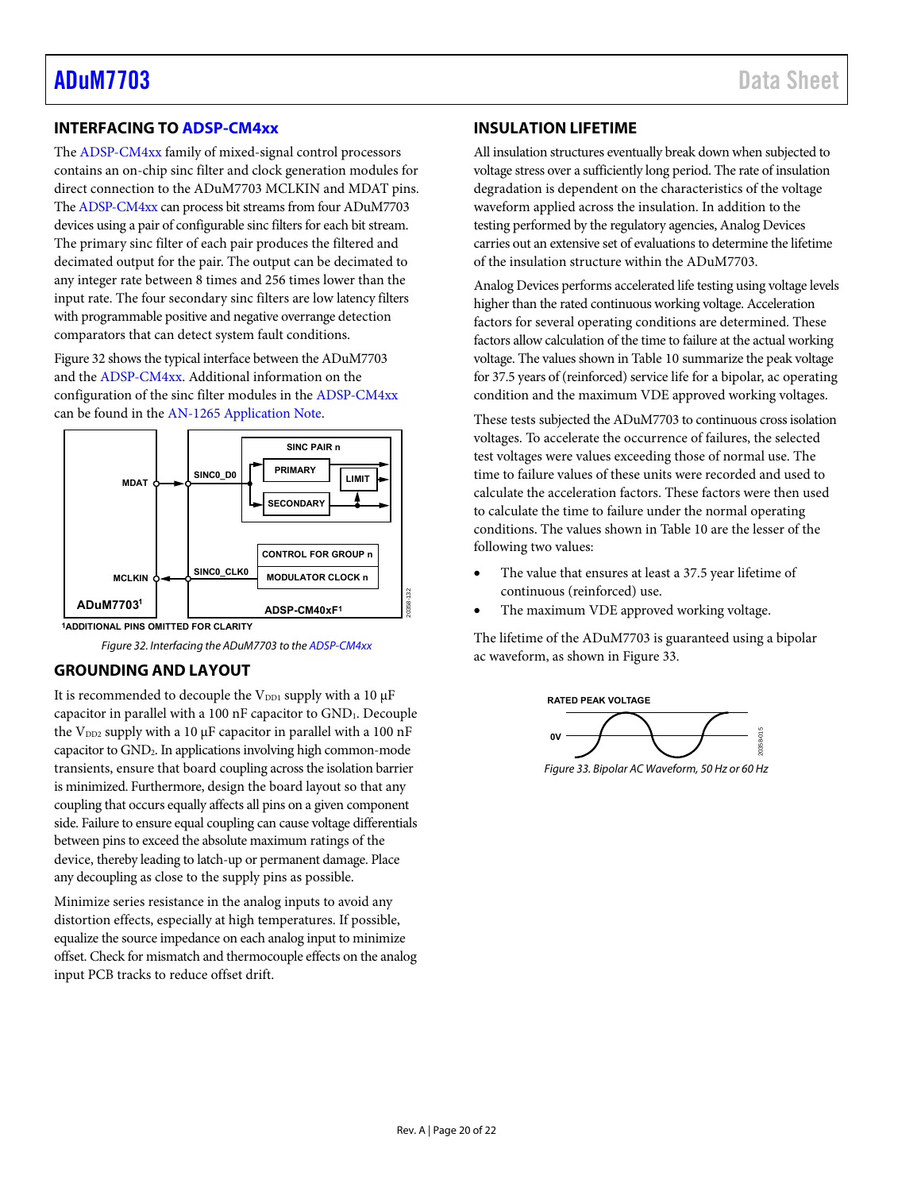## INTERFACING TO ADSP-CM4xx

The ADSP-CM4xx family of mixed-signal control processors contains an on-chip sinc filter and clock generation modules for direct connection to the ADuM7703 MCLKIN and MDAT pins. The ADSP-CM4xx can process bit streams from four ADuM7703 devices using a pair of configurable sinc filters for each bit stream. The primary sinc filter of each pair produces the filtered and decimated output for the pair. The output can be decimated to any integer rate between 8 times and 256 times lower than the input rate. The four secondary sinc filters are low latency filters with programmable positive and negative overrange detection comparators that can detect system fault conditions.

Figure 32 shows the typical interface between the ADuM7703 and the ADSP-CM4xx. Additional information on the configuration of the sinc filter modules in the ADSP-CM4xx can be found in the AN-1265 Application Note.

Figure 32. Interfacing the ADuM7703 to the ADSP-CM4xx

## GROUNDING AND LAYOUT

It is recommended to decouple the $V_{DD1}$ supply with a 10 µF capacitor in parallel with a 100 nF capacitor to $GND_1$. Decouple the $V_{DD2}$ supply with a 10 µF capacitor in parallel with a 100 nF capacitor to $GND_2$. In applications involving high common-mode transients, ensure that board coupling across the isolation barrier is minimized. Furthermore, design the board layout so that any coupling that occurs equally affects all pins on a given component side. Failure to ensure equal coupling can cause voltage differentials between pins to exceed the absolute maximum ratings of the device, thereby leading to latch-up or permanent damage. Place any decoupling as close to the supply pins as possible.

Minimize series resistance in the analog inputs to avoid any distortion effects, especially at high temperatures. If possible, equalize the source impedance on each analog input to minimize offset. Check for mismatch and thermocouple effects on the analog input PCB tracks to reduce offset drift.

## INSULATION LIFETIME

All insulation structures eventually break down when subjected to voltage stress over a sufficiently long period. The rate of insulation degradation is dependent on the characteristics of the voltage waveform applied across the insulation. In addition to the testing performed by the regulatory agencies, Analog Devices carries out an extensive set of evaluations to determine the lifetime of the insulation structure within the ADuM7703.

Analog Devices performs accelerated life testing using voltage levels higher than the rated continuous working voltage. Acceleration factors for several operating conditions are determined. These factors allow calculation of the time to failure at the actual working voltage. The values shown in Table 10 summarize the peak voltage for 37.5 years of (reinforced) service life for a bipolar, ac operating condition and the maximum VDE approved working voltages.

These tests subjected the ADuM7703 to continuous cross isolation voltages. To accelerate the occurrence of failures, the selected test voltages were values exceeding those of normal use. The time to failure values of these units were recorded and used to calculate the acceleration factors. These factors were then used to calculate the time to failure under the normal operating conditions. The values shown in Table 10 are the lesser of the following two values:

- The value that ensures at least a 37.5 year lifetime of continuous (reinforced) use.
- The maximum VDE approved working voltage.

The lifetime of the ADuM7703 is guaranteed using a bipolar ac waveform, as shown in Figure 33.

Figure 33. Bipolar AC Waveform, 50 Hz or 60 Hz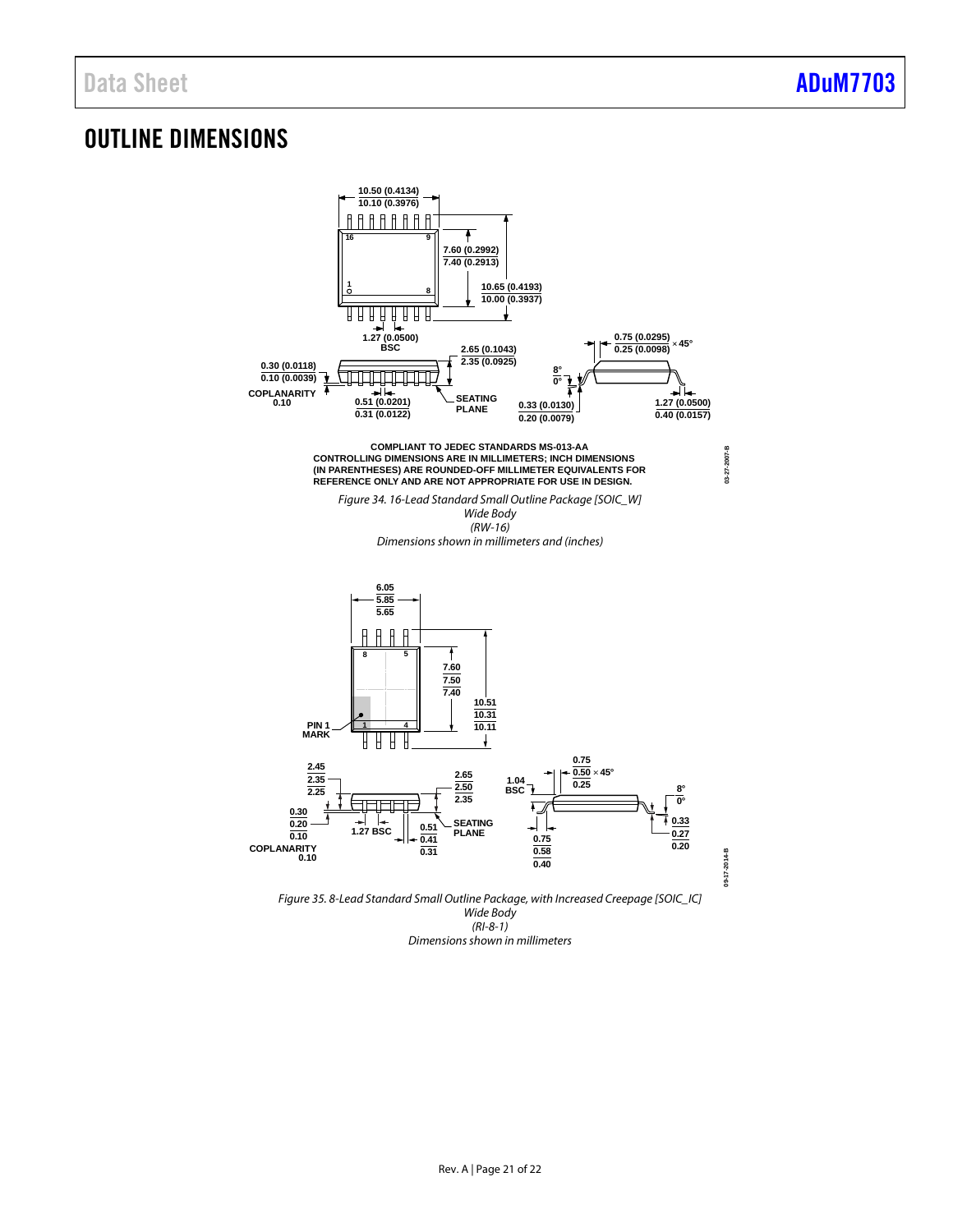## OUTLINE DIMENSIONS

10.50 (0.4134)
10.10 (0.3976)

16 9

1 8

7.60 (0.2992)
7.40 (0.2913)

10.65 (0.4193)
10.00 (0.3937)

1.27 (0.0500)
BSC

0.30 (0.0118)
0.10 (0.0039)

COPLANARITY
0.10

0.51 (0.0201)
0.31 (0.0122)

2.65 (0.1043)
2.35 (0.0925)

SEATING
PLANE

8°
0°

0.33 (0.0130)
0.20 (0.0079)

0.75 (0.0295)
0.25 (0.0098) × 45°

1.27 (0.0500)
0.40 (0.0157)

COMPLIANT TO JEDEC STANDARDS MS-013-AA
CONTROLLING DIMENSIONS ARE IN MILLIMETERS; INCH DIMENSIONS (IN PARENTHESES) ARE ROUNDED-OFF MILLIMETER EQUIVALENTS FOR REFERENCE ONLY AND ARE NOT APPROPRIATE FOR USE IN DESIGN.

03-27-2007-B

*Figure 34. 16-Lead Standard Small Outline Package [SOIC_W]*
*Wide Body*
*(RW-16)*
*Dimensions shown in millimeters and (inches)*

6.05
5.85
5.65

8 5

1 4

PIN 1
MARK

7.60
7.50
7.40

10.51
10.31
10.11

2.45
2.35
2.25

0.30
0.20
0.10

COPLANARITY
0.10

1.27 BSC

0.51
0.41
0.31

2.65
2.50
2.35

SEATING
PLANE

1.04
BSC

0.75
0.50 × 45°
0.25

0.75
0.58
0.40

8°
0°

0.33
0.27
0.20

09-17-2014-B

*Figure 35. 8-Lead Standard Small Outline Package, with Increased Creepage [SOIC_IC]*
*Wide Body*
*(RI-8-1)*
*Dimensions shown in millimeters*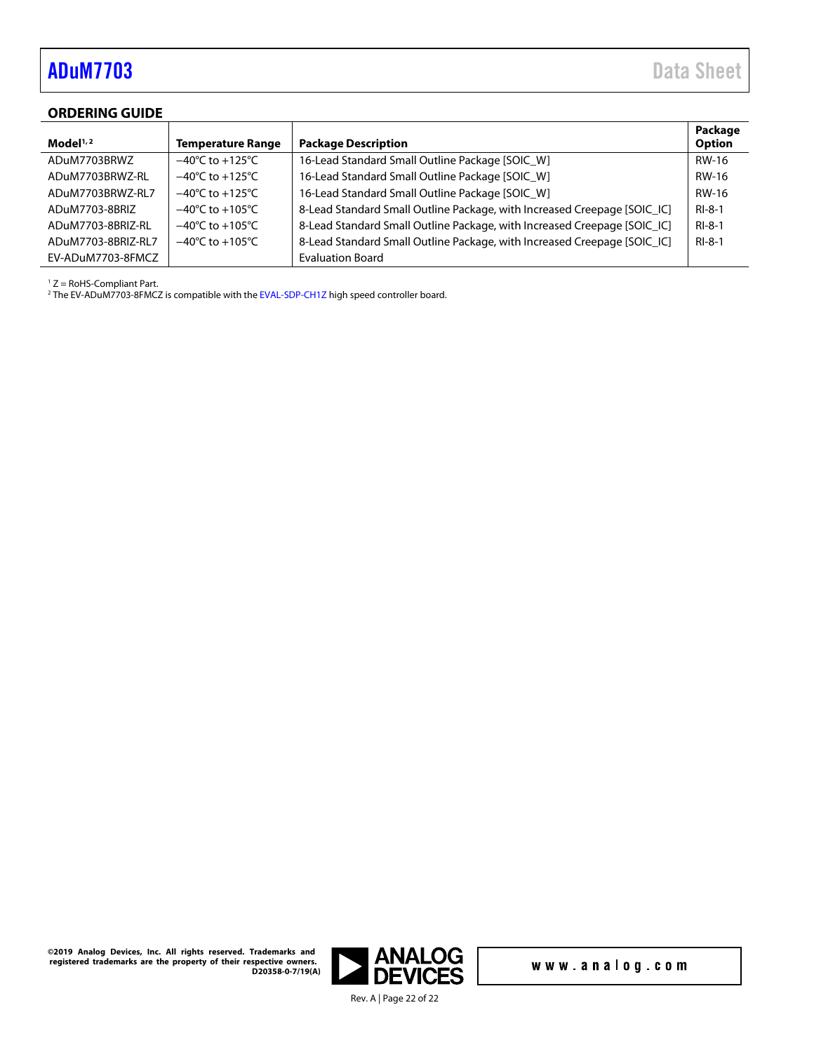## ORDERING GUIDE

| Model[1, 2] | Temperature Range | Package Description | Package Option |
|---|---|---|---|
| ADuM7703BRWZ | −40°C to +125°C | 16-Lead Standard Small Outline Package [SOIC_W] | RW-16 |
| ADuM7703BRWZ-RL | −40°C to +125°C | 16-Lead Standard Small Outline Package [SOIC_W] | RW-16 |
| ADuM7703BRWZ-RL7 | −40°C to +125°C | 16-Lead Standard Small Outline Package [SOIC_W] | RW-16 |
| ADuM7703-8BRIZ | −40°C to +105°C | 8-Lead Standard Small Outline Package, with Increased Creepage [SOIC_IC] | RI-8-1 |
| ADuM7703-8BRIZ-RL | −40°C to +105°C | 8-Lead Standard Small Outline Package, with Increased Creepage [SOIC_IC] | RI-8-1 |
| ADuM7703-8BRIZ-RL7 | −40°C to +105°C | 8-Lead Standard Small Outline Package, with Increased Creepage [SOIC_IC] | RI-8-1 |
| EV-ADuM7703-8FMCZ | | Evaluation Board | |

[1] Z = RoHS-Compliant Part.
[2] The EV-ADuM7703-8FMCZ is compatible with the EVAL-SDP-CH1Z high speed controller board.

©2019 Analog Devices, Inc. All rights reserved. Trademarks and registered trademarks are the property of their respective owners.
D20358-0-7/19(A)